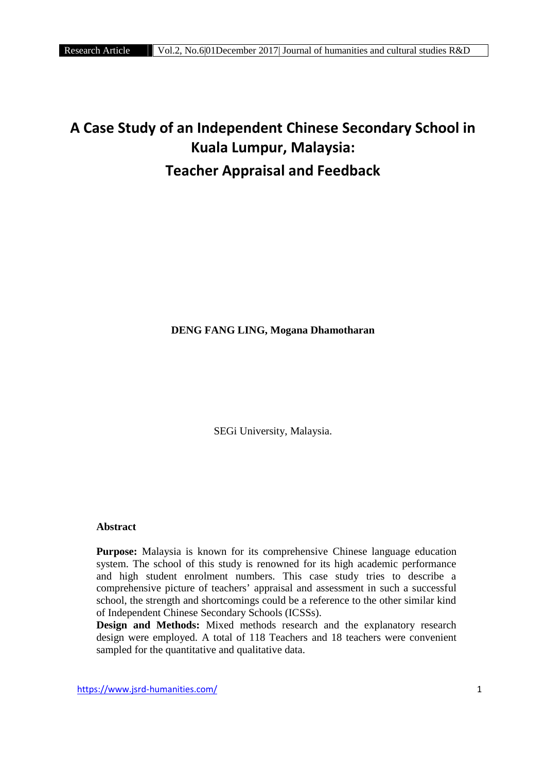# A Case Study of an Independent Chinese Secondary School in Kuala Lumpur, Malaysia: Teacher Appraisal and Feedback

**DENG FANG LING, Mogana Dhamotharan**

SEGi University, Malaysia.

**Abstract**

**Purpose:** Malaysia is known for its comprehensive Chinese language education system. The school of this study is renowned for its high academic performance and high student enrolment numbers. This case study tries to describe a comprehensive picture of teachers' appraisal and assessment in such a successful school, the strength and shortcomings could be a reference to the other similar kind of Independent Chinese Secondary Schools (ICSSs).

**Design and Methods:** Mixed methods research and the explanatory research design were employed. A total of 118 Teachers and 18 teachers were convenient sampled for the quantitative and qualitative data.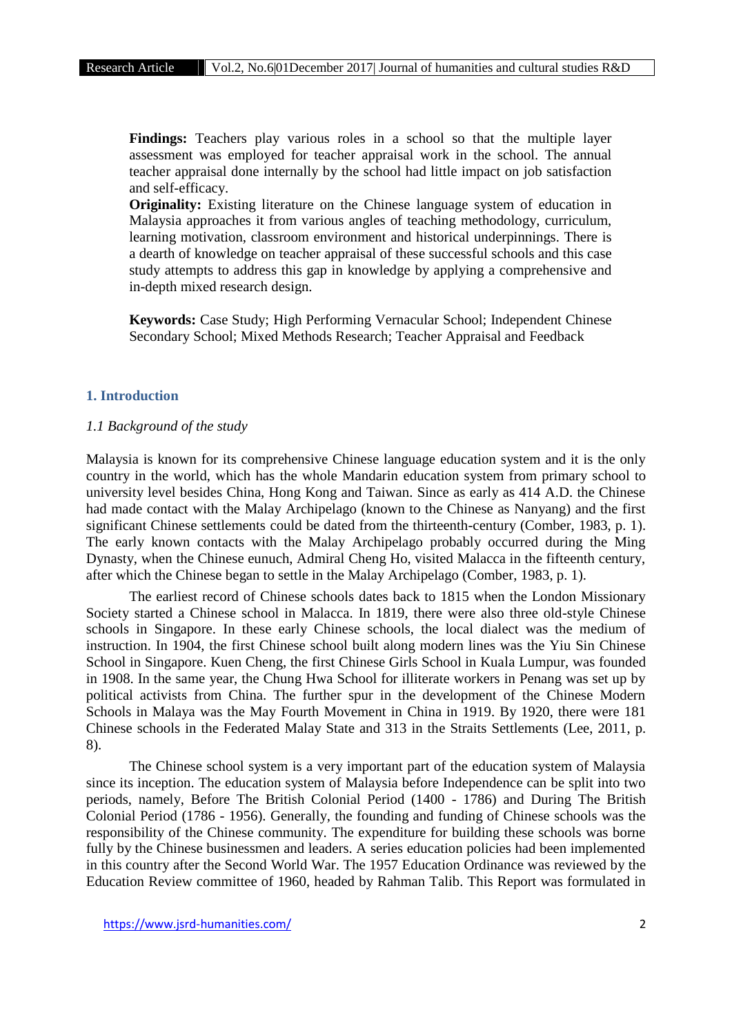**Findings:** Teachers play various roles in a school so that the multiple layer assessment was employed for teacher appraisal work in the school. The annual teacher appraisal done internally by the school had little impact on job satisfaction and self-efficacy.

**Originality:** Existing literature on the Chinese language system of education in Malaysia approaches it from various angles of teaching methodology, curriculum, learning motivation, classroom environment and historical underpinnings. There is a dearth of knowledge on teacher appraisal of these successful schools and this case study attempts to address this gap in knowledge by applying a comprehensive and in-depth mixed research design.

**Keywords:** Case Study; High Performing Vernacular School; Independent Chinese Secondary School; Mixed Methods Research; Teacher Appraisal and Feedback

## 1. Introduction

### *1.1 Background of the study*

Malaysia is known for its comprehensive Chinese language education system and it is the only country in the world, which has the whole Mandarin education system from primary school to university level besides China, Hong Kong and Taiwan. Since as early as 414 A.D. the Chinese had made contact with the Malay Archipelago (known to the Chinese as Nanyang) and the first significant Chinese settlements could be dated from the thirteenth-century (Comber, 1983, p. 1). The early known contacts with the Malay Archipelago probably occurred during the Ming Dynasty, when the Chinese eunuch, Admiral Cheng Ho, visited Malacca in the fifteenth century, after which the Chinese began to settle in the Malay Archipelago (Comber, 1983, p. 1).

The earliest record of Chinese schools dates back to 1815 when the London Missionary Society started a Chinese school in Malacca. In 1819, there were also three old-style Chinese schools in Singapore. In these early Chinese schools, the local dialect was the medium of instruction. In 1904, the first Chinese school built along modern lines was the Yiu Sin Chinese School in Singapore. Kuen Cheng, the first Chinese Girls School in Kuala Lumpur, was founded in 1908. In the same year, the Chung Hwa School for illiterate workers in Penang was set up by political activists from China. The further spur in the development of the Chinese Modern Schools in Malaya was the May Fourth Movement in China in 1919. By 1920, there were 181 Chinese schools in the Federated Malay State and 313 in the Straits Settlements (Lee, 2011, p. 8).

The Chinese school system is a very important part of the education system of Malaysia since its inception. The education system of Malaysia before Independence can be split into two periods, namely, Before The British Colonial Period (1400 - 1786) and During The British Colonial Period (1786 - 1956). Generally, the founding and funding of Chinese schools was the responsibility of the Chinese community. The expenditure for building these schools was borne fully by the Chinese businessmen and leaders. A series education policies had been implemented in this country after the Second World War. The 1957 Education Ordinance was reviewed by the Education Review committee of 1960, headed by Rahman Talib. This Report was formulated in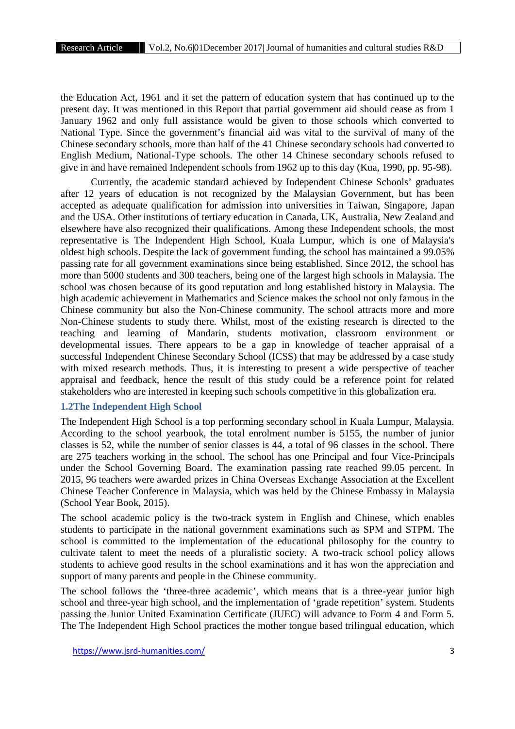the Education Act, 1961 and it set the pattern of education system that has continued up to the present day. It was mentioned in this Report that partial government aid should cease as from 1 January 1962 and only full assistance would be given to those schools which converted to National Type. Since the government's financial aid was vital to the survival of many of the Chinese secondary schools, more than half of the 41 Chinese secondary schools had converted to English Medium, National-Type schools. The other 14 Chinese secondary schools refused to give in and have remained Independent schools from 1962 up to this day (Kua, 1990, pp. 95-98).

Currently, the academic standard achieved by Independent Chinese Schools' graduates after 12 years of education is not recognized by the Malaysian Government, but has been accepted as adequate qualification for admission into universities in Taiwan, Singapore, Japan and the USA. Other institutions of tertiary education in Canada, UK, Australia, New Zealand and elsewhere have also recognized their qualifications. Among these Independent schools, the most representative is The Independent High School, Kuala Lumpur, which is one of Malaysia's oldest high schools. Despite the lack of government funding, the school has maintained a 99.05% passing rate for all government examinations since being established. Since 2012, the school has more than 5000 students and 300 teachers, being one of the largest high schools in Malaysia. The school was chosen because of its good reputation and long established history in Malaysia. The high academic achievement in Mathematics and Science makes the school not only famous in the Chinese community but also the Non-Chinese community. The school attracts more and more Non-Chinese students to study there. Whilst, most of the existing research is directed to the teaching and learning of Mandarin, students motivation, classroom environment or developmental issues. There appears to be a gap in knowledge of teacher appraisal of a successful Independent Chinese Secondary School (ICSS) that may be addressed by a case study with mixed research methods. Thus, it is interesting to present a wide perspective of teacher appraisal and feedback, hence the result of this study could be a reference point for related stakeholders who are interested in keeping such schools competitive in this globalization era.

### 1.2The Independent High School

The Independent High School is a top performing secondary school in Kuala Lumpur, Malaysia. According to the school yearbook, the total enrolment number is 5155, the number of junior classes is 52, while the number of senior classes is 44, a total of 96 classes in the school. There are 275 teachers working in the school. The school has one Principal and four Vice-Principals under the School Governing Board. The examination passing rate reached 99.05 percent. In 2015, 96 teachers were awarded prizes in China Overseas Exchange Association at the Excellent Chinese Teacher Conference in Malaysia, which was held by the Chinese Embassy in Malaysia (School Year Book, 2015).

The school academic policy is the two-track system in English and Chinese, which enables students to participate in the national government examinations such as SPM and STPM. The school is committed to the implementation of the educational philosophy for the country to cultivate talent to meet the needs of a pluralistic society. A two-track school policy allows students to achieve good results in the school examinations and it has won the appreciation and support of many parents and people in the Chinese community.

The school follows the 'three-three academic', which means that is a three-year junior high school and three-year high school, and the implementation of 'grade repetition' system. Students passing the Junior United Examination Certificate (JUEC) will advance to Form 4 and Form 5. The The Independent High School practices the mother tongue based trilingual education, which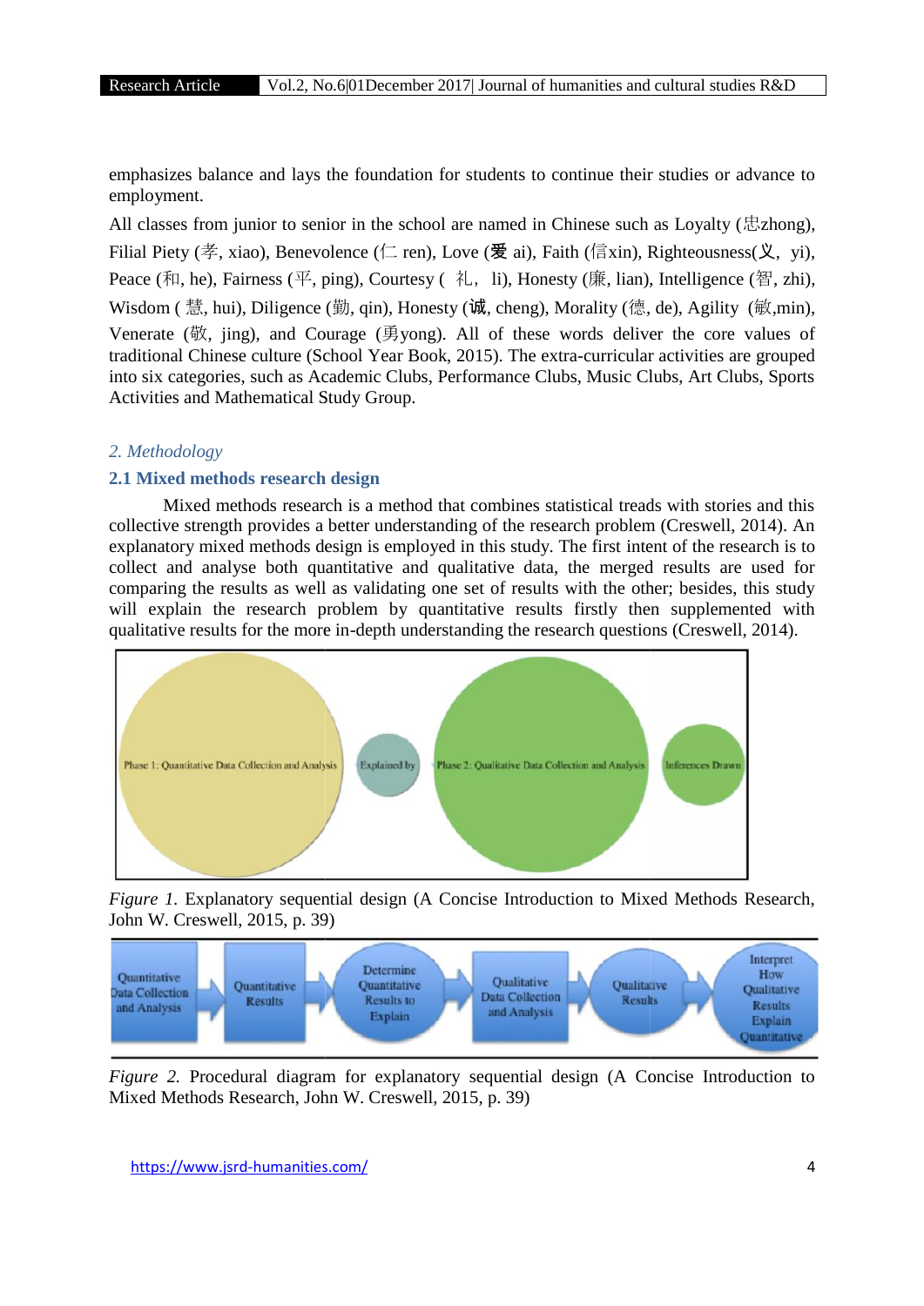emphasizes balance and lays the foundation for students to continue their studies or advance to employment.

All classes from junior to senior in the school are named in Chinese such as Loyalty (忠zhong), Filial Piety (孝, xiao), Benevolence (仁 ren), Love (爱 ai), Faith (信xin), Righteousness(义, yi), Peace (和, he), Fairness (平, ping), Courtesy ( 礼, li), Honesty (廉, lian), Intelligence (智, zhi), Wisdom ( 慧, hui), Diligence (勤, qin), Honesty (诚, cheng), Morality (德, de), Agility (敏,min), Venerate (敬, jing), and Courage (勇yong). All of these words deliver the core values of traditional Chinese culture (School Year Book, 2015). The extra-curricular activities are grouped into six categories, such as Academic Clubs, Performance Clubs, Music Clubs, Art Clubs, Sports Activities and Mathematical Study Group.

## *2. Methodology*

### 2.1 Mixed methods research design

Mixed methods research is a method that combines statistical treads with stories and this collective strength provides a better understanding of the research problem (Creswell, 2014). An explanatory mixed methods design is employed in this study. The first intent of the research is to collect and analyse both quantitative and qualitative data, the merged results are used for comparing the results as well as validating one set of results with the other; besides, this study will explain the research problem by quantitative results firstly then supplemented with qualitative results for the more in-depth understanding the research questions (Creswell, 2014).

Phase 1: Quantitative Data Collection and Analysis → Explained by → Phase 2: Qualitative Data Collection and Analysis → Inferences Drawn

*Figure 1.* Explanatory sequential design (A Concise Introduction to Mixed Methods Research, John W. Creswell, 2015, p. 39)

Quantitative Data Collection and Analysis → Quantitative Results → Determine Quantitative Results to Explain → Qualitative Data Collection and Analysis → Qualitative Results → Interpret How Qualitative Results Explain Quantitative

*Figure 2.* Procedural diagram for explanatory sequential design (A Concise Introduction to Mixed Methods Research, John W. Creswell, 2015, p. 39)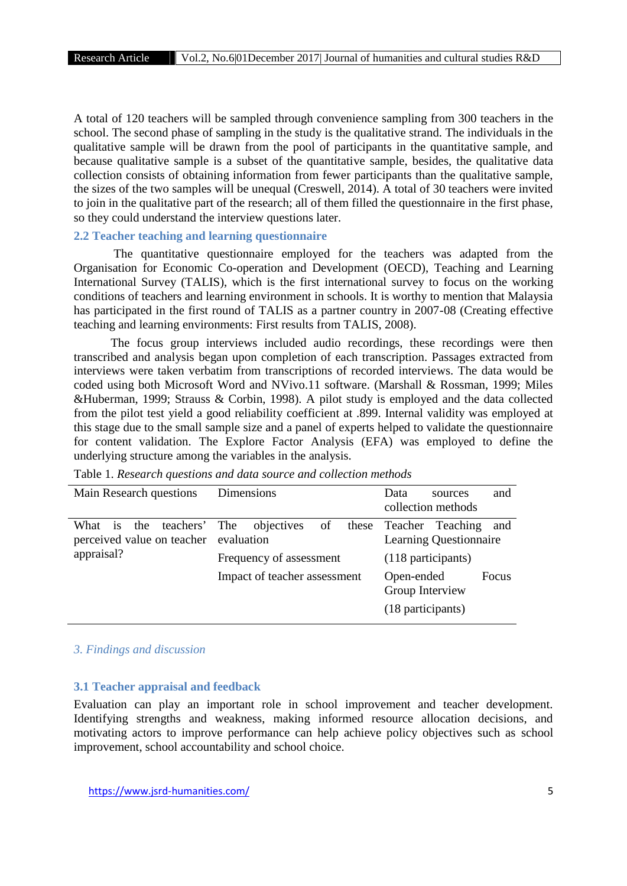A total of 120 teachers will be sampled through convenience sampling from 300 teachers in the school. The second phase of sampling in the study is the qualitative strand. The individuals in the qualitative sample will be drawn from the pool of participants in the quantitative sample, and because qualitative sample is a subset of the quantitative sample, besides, the qualitative data collection consists of obtaining information from fewer participants than the qualitative sample, the sizes of the two samples will be unequal (Creswell, 2014). A total of 30 teachers were invited to join in the qualitative part of the research; all of them filled the questionnaire in the first phase, so they could understand the interview questions later.

### 2.2 Teacher teaching and learning questionnaire

The quantitative questionnaire employed for the teachers was adapted from the Organisation for Economic Co-operation and Development (OECD), Teaching and Learning International Survey (TALIS), which is the first international survey to focus on the working conditions of teachers and learning environment in schools. It is worthy to mention that Malaysia has participated in the first round of TALIS as a partner country in 2007-08 (Creating effective teaching and learning environments: First results from TALIS, 2008).

The focus group interviews included audio recordings, these recordings were then transcribed and analysis began upon completion of each transcription. Passages extracted from interviews were taken verbatim from transcriptions of recorded interviews. The data would be coded using both Microsoft Word and NVivo.11 software. (Marshall & Rossman, 1999; Miles &Huberman, 1999; Strauss & Corbin, 1998). A pilot study is employed and the data collected from the pilot test yield a good reliability coefficient at .899. Internal validity was employed at this stage due to the small sample size and a panel of experts helped to validate the questionnaire for content validation. The Explore Factor Analysis (EFA) was employed to define the underlying structure among the variables in the analysis.

Table 1. *Research questions and data source and collection methods*

| Main Research questions | Dimensions | Data sources and collection methods |
|---|---|---|
| What is the teachers' perceived value on teacher appraisal? | The objectives of these evaluation | Teacher Teaching and Learning Questionnaire |
| | Frequency of assessment | (118 participants) |
| | Impact of teacher assessment | Open-ended Focus Group Interview |
| | | (18 participants) |

## *3. Findings and discussion*

### 3.1 Teacher appraisal and feedback

Evaluation can play an important role in school improvement and teacher development. Identifying strengths and weakness, making informed resource allocation decisions, and motivating actors to improve performance can help achieve policy objectives such as school improvement, school accountability and school choice.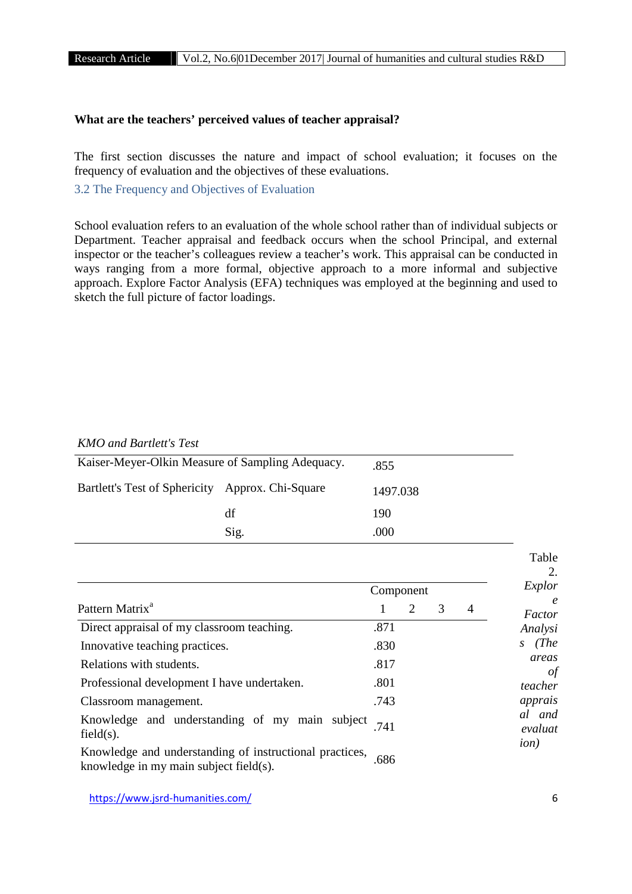**What are the teachers' perceived values of teacher appraisal?**

The first section discusses the nature and impact of school evaluation; it focuses on the frequency of evaluation and the objectives of these evaluations.

### 3.2 The Frequency and Objectives of Evaluation

School evaluation refers to an evaluation of the whole school rather than of individual subjects or Department. Teacher appraisal and feedback occurs when the school Principal, and external inspector or the teacher's colleagues review a teacher's work. This appraisal can be conducted in ways ranging from a more formal, objective approach to a more informal and subjective approach. Explore Factor Analysis (EFA) techniques was employed at the beginning and used to sketch the full picture of factor loadings.

*KMO and Bartlett's Test*

| | | |
|---|---|---|
| Kaiser-Meyer-Olkin Measure of Sampling Adequacy. | | .855 |
| Bartlett's Test of Sphericity | Approx. Chi-Square | 1497.038 |
| | df | 190 |
| | Sig. | .000 |

Table 2. *Explore Factor Analysis (The areas of teacher appraisal and evaluation)*

| Pattern Matrix[a] | Component 1 | 2 | 3 | 4 |
|---|---|---|---|---|
| Direct appraisal of my classroom teaching. | .871 | | | |
| Innovative teaching practices. | .830 | | | |
| Relations with students. | .817 | | | |
| Professional development I have undertaken. | .801 | | | |
| Classroom management. | .743 | | | |
| Knowledge and understanding of my main subject field(s). | .741 | | | |
| Knowledge and understanding of instructional practices, knowledge in my main subject field(s). | .686 | | | |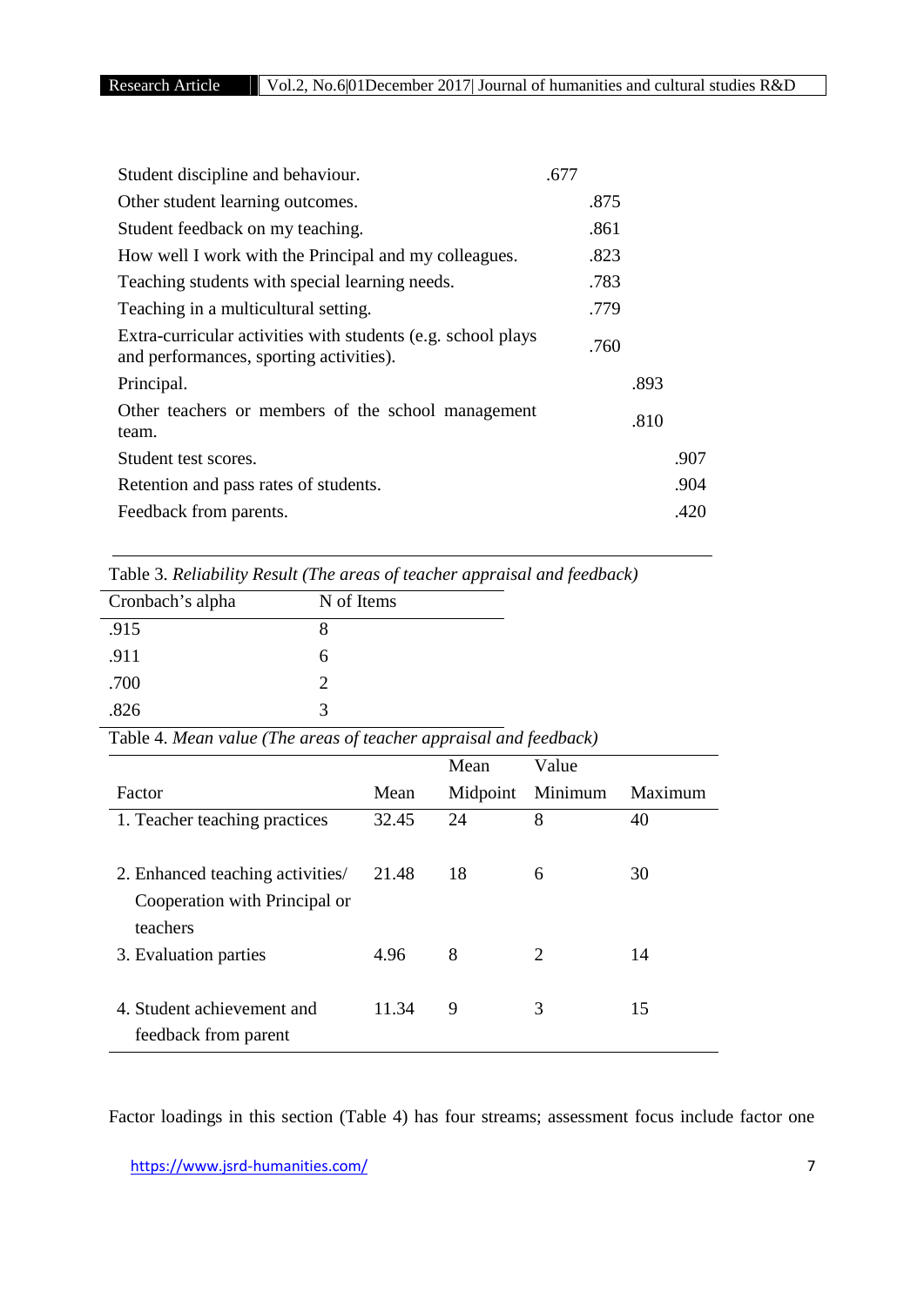| | | | | |
|---|---|---|---|---|
| Student discipline and behaviour. | .677 | | | |
| Other student learning outcomes. | | .875 | | |
| Student feedback on my teaching. | | .861 | | |
| How well I work with the Principal and my colleagues. | | .823 | | |
| Teaching students with special learning needs. | | .783 | | |
| Teaching in a multicultural setting. | | .779 | | |
| Extra-curricular activities with students (e.g. school plays and performances, sporting activities). | | .760 | | |
| Principal. | | | .893 | |
| Other teachers or members of the school management team. | | | .810 | |
| Student test scores. | | | | .907 |
| Retention and pass rates of students. | | | | .904 |
| Feedback from parents. | | | | .420 |

Table 3. *Reliability Result (The areas of teacher appraisal and feedback)*

| Cronbach's alpha | N of Items |
|---|---|
| .915 | 8 |
| .911 | 6 |
| .700 | 2 |
| .826 | 3 |

Table 4. *Mean value (The areas of teacher appraisal and feedback)*

| Factor | Mean | Mean Midpoint | Value Minimum | Maximum |
|---|---|---|---|---|
| 1. Teacher teaching practices | 32.45 | 24 | 8 | 40 |
| 2. Enhanced teaching activities/ Cooperation with Principal or teachers | 21.48 | 18 | 6 | 30 |
| 3. Evaluation parties | 4.96 | 8 | 2 | 14 |
| 4. Student achievement and feedback from parent | 11.34 | 9 | 3 | 15 |

Factor loadings in this section (Table 4) has four streams; assessment focus include factor one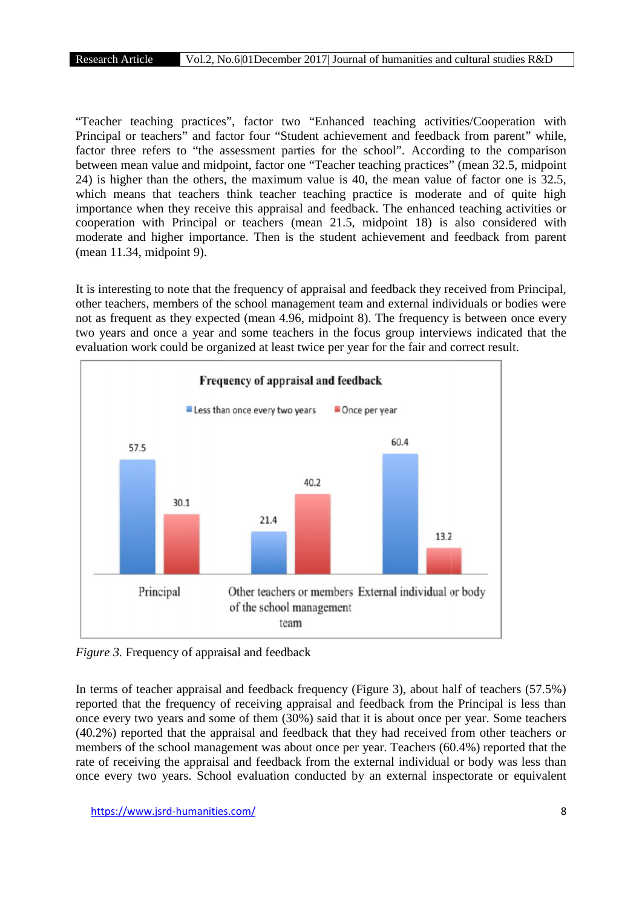"Teacher teaching practices", factor two "Enhanced teaching activities/Cooperation with Principal or teachers" and factor four "Student achievement and feedback from parent" while, factor three refers to "the assessment parties for the school". According to the comparison between mean value and midpoint, factor one "Teacher teaching practices" (mean 32.5, midpoint 24) is higher than the others, the maximum value is 40, the mean value of factor one is 32.5, which means that teachers think teacher teaching practice is moderate and of quite high importance when they receive this appraisal and feedback. The enhanced teaching activities or cooperation with Principal or teachers (mean 21.5, midpoint 18) is also considered with moderate and higher importance. Then is the student achievement and feedback from parent (mean 11.34, midpoint 9).

It is interesting to note that the frequency of appraisal and feedback they received from Principal, other teachers, members of the school management team and external individuals or bodies were not as frequent as they expected (mean 4.96, midpoint 8). The frequency is between once every two years and once a year and some teachers in the focus group interviews indicated that the evaluation work could be organized at least twice per year for the fair and correct result.

**Frequency of appraisal and feedback**

| | Less than once every two years | Once per year |
|---|---|---|
| Principal | 57.5 | 30.1 |
| Other teachers or members of the school management team | 21.4 | 40.2 |
| External individual or body | 60.4 | 13.2 |

*Figure 3.* Frequency of appraisal and feedback

In terms of teacher appraisal and feedback frequency (Figure 3), about half of teachers (57.5%) reported that the frequency of receiving appraisal and feedback from the Principal is less than once every two years and some of them (30%) said that it is about once per year. Some teachers (40.2%) reported that the appraisal and feedback that they had received from other teachers or members of the school management was about once per year. Teachers (60.4%) reported that the rate of receiving the appraisal and feedback from the external individual or body was less than once every two years. School evaluation conducted by an external inspectorate or equivalent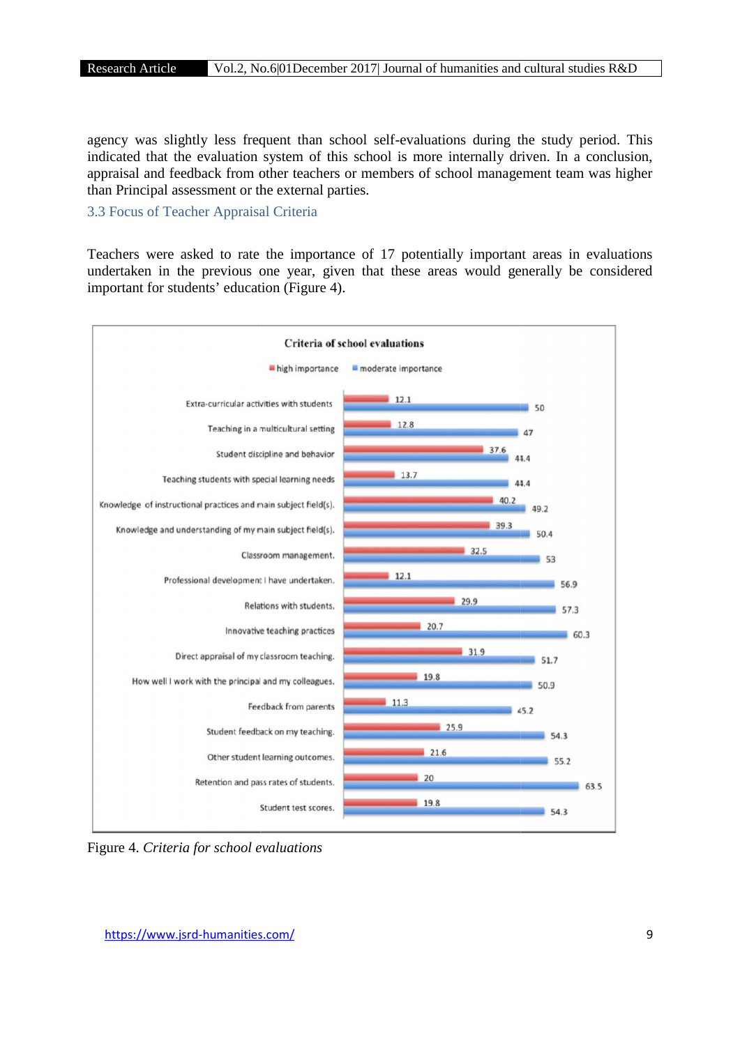agency was slightly less frequent than school self-evaluations during the study period. This indicated that the evaluation system of this school is more internally driven. In a conclusion, appraisal and feedback from other teachers or members of school management team was higher than Principal assessment or the external parties.

### 3.3 Focus of Teacher Appraisal Criteria

Teachers were asked to rate the importance of 17 potentially important areas in evaluations undertaken in the previous one year, given that these areas would generally be considered important for students' education (Figure 4).

**Criteria of school evaluations**

| Criteria | high importance | moderate importance |
|---|---|---|
| Extra-curricular activities with students | 12.1 | 50 |
| Teaching in a multicultural setting | 12.8 | 47 |
| Student discipline and behavior | 37.6 | 44.4 |
| Teaching students with special learning needs | 13.7 | 44.4 |
| Knowledge of instructional practices and main subject field(s). | 40.2 | 49.2 |
| Knowledge and understanding of my main subject field(s). | 39.3 | 50.4 |
| Classroom management. | 32.5 | 53 |
| Professional development I have undertaken. | 12.1 | 56.9 |
| Relations with students. | 29.9 | 57.3 |
| Innovative teaching practices | 20.7 | 60.3 |
| Direct appraisal of my classroom teaching. | 31.9 | 51.7 |
| How well I work with the principal and my colleagues. | 19.8 | 50.9 |
| Feedback from parents | 11.3 | 45.2 |
| Student feedback on my teaching. | 25.9 | 54.3 |
| Other student learning outcomes. | 21.6 | 55.2 |
| Retention and pass rates of students. | 20 | 63.5 |
| Student test scores. | 19.8 | 54.3 |

Figure 4. *Criteria for school evaluations*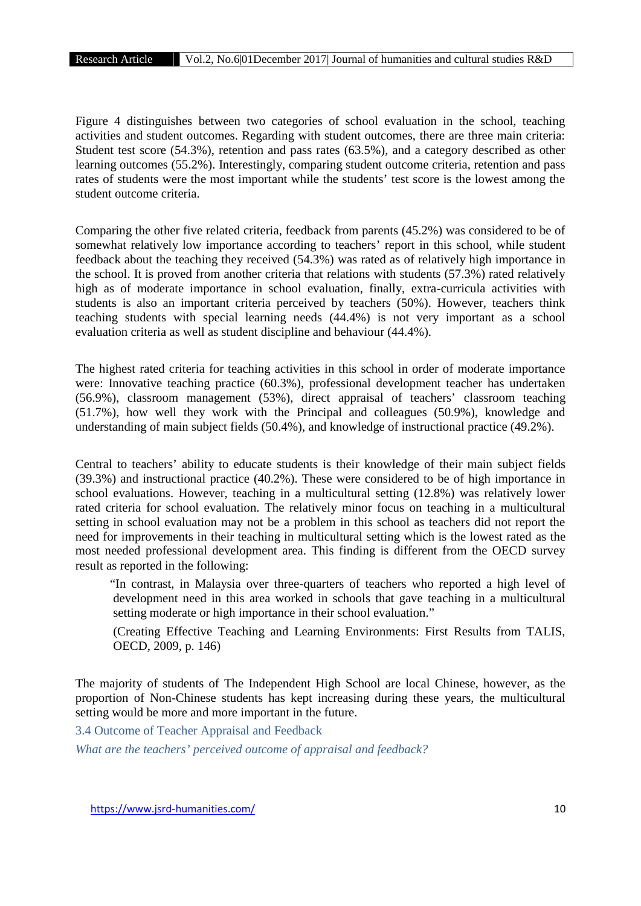Figure 4 distinguishes between two categories of school evaluation in the school, teaching activities and student outcomes. Regarding with student outcomes, there are three main criteria: Student test score (54.3%), retention and pass rates (63.5%), and a category described as other learning outcomes (55.2%). Interestingly, comparing student outcome criteria, retention and pass rates of students were the most important while the students' test score is the lowest among the student outcome criteria.

Comparing the other five related criteria, feedback from parents (45.2%) was considered to be of somewhat relatively low importance according to teachers' report in this school, while student feedback about the teaching they received (54.3%) was rated as of relatively high importance in the school. It is proved from another criteria that relations with students (57.3%) rated relatively high as of moderate importance in school evaluation, finally, extra-curricula activities with students is also an important criteria perceived by teachers (50%). However, teachers think teaching students with special learning needs (44.4%) is not very important as a school evaluation criteria as well as student discipline and behaviour (44.4%).

The highest rated criteria for teaching activities in this school in order of moderate importance were: Innovative teaching practice (60.3%), professional development teacher has undertaken (56.9%), classroom management (53%), direct appraisal of teachers' classroom teaching (51.7%), how well they work with the Principal and colleagues (50.9%), knowledge and understanding of main subject fields (50.4%), and knowledge of instructional practice (49.2%).

Central to teachers' ability to educate students is their knowledge of their main subject fields (39.3%) and instructional practice (40.2%). These were considered to be of high importance in school evaluations. However, teaching in a multicultural setting (12.8%) was relatively lower rated criteria for school evaluation. The relatively minor focus on teaching in a multicultural setting in school evaluation may not be a problem in this school as teachers did not report the need for improvements in their teaching in multicultural setting which is the lowest rated as the most needed professional development area. This finding is different from the OECD survey result as reported in the following:

> "In contrast, in Malaysia over three-quarters of teachers who reported a high level of development need in this area worked in schools that gave teaching in a multicultural setting moderate or high importance in their school evaluation."
>
> (Creating Effective Teaching and Learning Environments: First Results from TALIS, OECD, 2009, p. 146)

The majority of students of The Independent High School are local Chinese, however, as the proportion of Non-Chinese students has kept increasing during these years, the multicultural setting would be more and more important in the future.

### 3.4 Outcome of Teacher Appraisal and Feedback

*What are the teachers' perceived outcome of appraisal and feedback?*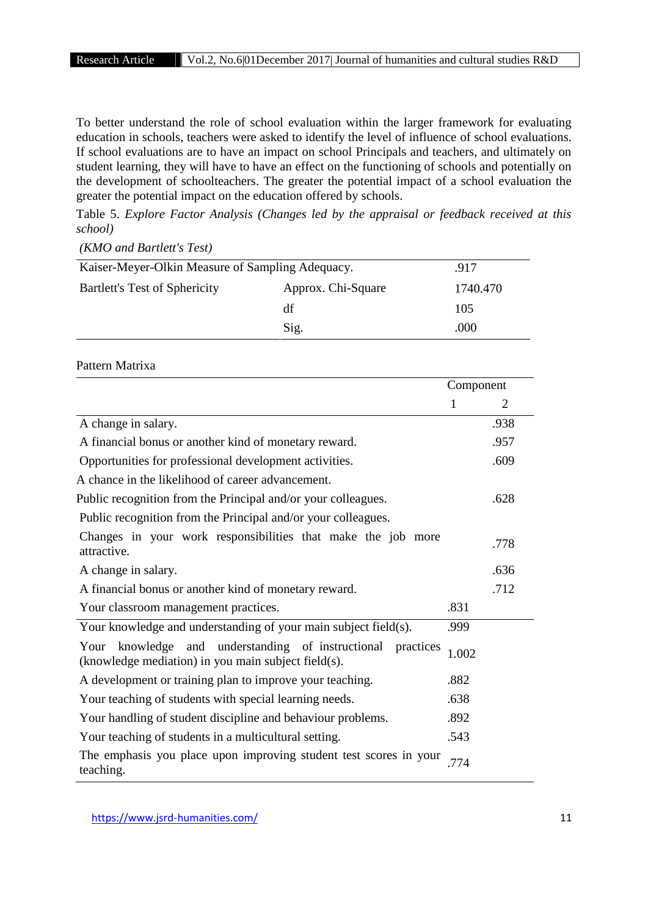To better understand the role of school evaluation within the larger framework for evaluating education in schools, teachers were asked to identify the level of influence of school evaluations. If school evaluations are to have an impact on school Principals and teachers, and ultimately on student learning, they will have to have an effect on the functioning of schools and potentially on the development of schoolteachers. The greater the potential impact of a school evaluation the greater the potential impact on the education offered by schools.

Table 5. *Explore Factor Analysis (Changes led by the appraisal or feedback received at this school)*

*(KMO and Bartlett's Test)*

| Kaiser-Meyer-Olkin Measure of Sampling Adequacy. | | .917 |
|---|---|---|
| Bartlett's Test of Sphericity | Approx. Chi-Square | 1740.470 |
| | df | 105 |
| | Sig. | .000 |

Pattern Matrixa

| | Component | |
|---|---|---|
| | 1 | 2 |
| A change in salary. | | .938 |
| A financial bonus or another kind of monetary reward. | | .957 |
| Opportunities for professional development activities. | | .609 |
| A chance in the likelihood of career advancement. | | |
| Public recognition from the Principal and/or your colleagues. | | .628 |
| Public recognition from the Principal and/or your colleagues. | | |
| Changes in your work responsibilities that make the job more attractive. | | .778 |
| A change in salary. | | .636 |
| A financial bonus or another kind of monetary reward. | | .712 |
| Your classroom management practices. | .831 | |
| Your knowledge and understanding of your main subject field(s). | .999 | |
| Your knowledge and understanding of instructional practices (knowledge mediation) in you main subject field(s). | 1.002 | |
| A development or training plan to improve your teaching. | .882 | |
| Your teaching of students with special learning needs. | .638 | |
| Your handling of student discipline and behaviour problems. | .892 | |
| Your teaching of students in a multicultural setting. | .543 | |
| The emphasis you place upon improving student test scores in your teaching. | .774 | |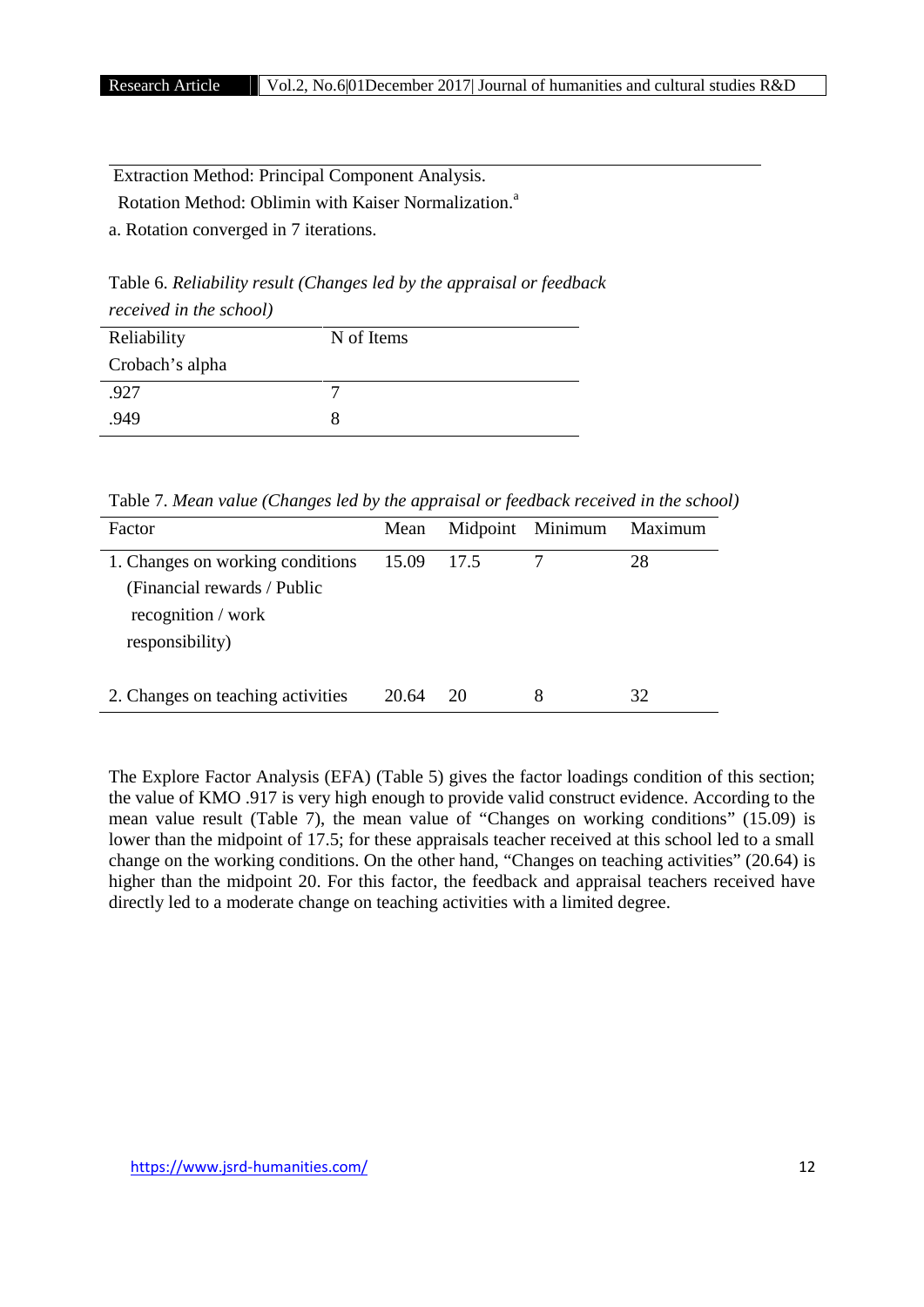Extraction Method: Principal Component Analysis.

Rotation Method: Oblimin with Kaiser Normalization.[a]

a. Rotation converged in 7 iterations.

Table 6. *Reliability result (Changes led by the appraisal or feedback received in the school)*

| Reliability Crobach's alpha | N of Items |
|---|---|
| .927 | 7 |
| .949 | 8 |

Table 7. *Mean value (Changes led by the appraisal or feedback received in the school)*

| Factor | Mean | Midpoint | Minimum | Maximum |
|---|---|---|---|---|
| 1. Changes on working conditions (Financial rewards / Public recognition / work responsibility) | 15.09 | 17.5 | 7 | 28 |
| 2. Changes on teaching activities | 20.64 | 20 | 8 | 32 |

The Explore Factor Analysis (EFA) (Table 5) gives the factor loadings condition of this section; the value of KMO .917 is very high enough to provide valid construct evidence. According to the mean value result (Table 7), the mean value of "Changes on working conditions" (15.09) is lower than the midpoint of 17.5; for these appraisals teacher received at this school led to a small change on the working conditions. On the other hand, "Changes on teaching activities" (20.64) is higher than the midpoint 20. For this factor, the feedback and appraisal teachers received have directly led to a moderate change on teaching activities with a limited degree.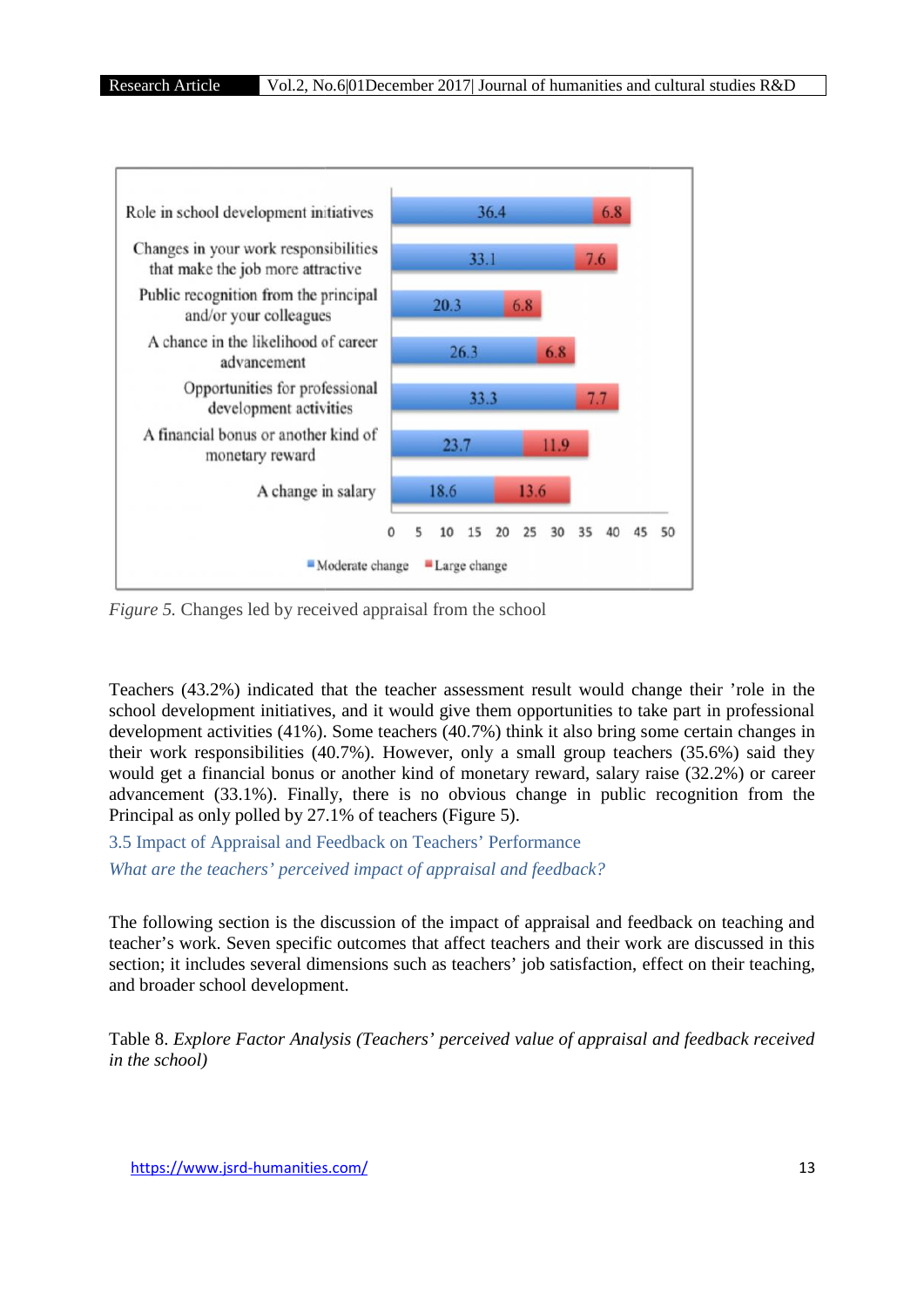| | Moderate change | Large change |
|---|---|---|
| Role in school development initiatives | 36.4 | 6.8 |
| Changes in your work responsibilities that make the job more attractive | 33.1 | 7.6 |
| Public recognition from the principal and/or your colleagues | 20.3 | 6.8 |
| A chance in the likelihood of career advancement | 26.3 | 6.8 |
| Opportunities for professional development activities | 33.3 | 7.7 |
| A financial bonus or another kind of monetary reward | 23.7 | 11.9 |
| A change in salary | 18.6 | 13.6 |

*Figure 5.* Changes led by received appraisal from the school

Teachers (43.2%) indicated that the teacher assessment result would change their 'role in the school development initiatives, and it would give them opportunities to take part in professional development activities (41%). Some teachers (40.7%) think it also bring some certain changes in their work responsibilities (40.7%). However, only a small group teachers (35.6%) said they would get a financial bonus or another kind of monetary reward, salary raise (32.2%) or career advancement (33.1%). Finally, there is no obvious change in public recognition from the Principal as only polled by 27.1% of teachers (Figure 5).

### 3.5 Impact of Appraisal and Feedback on Teachers' Performance

*What are the teachers' perceived impact of appraisal and feedback?*

The following section is the discussion of the impact of appraisal and feedback on teaching and teacher's work. Seven specific outcomes that affect teachers and their work are discussed in this section; it includes several dimensions such as teachers' job satisfaction, effect on their teaching, and broader school development.

Table 8. *Explore Factor Analysis (Teachers' perceived value of appraisal and feedback received in the school)*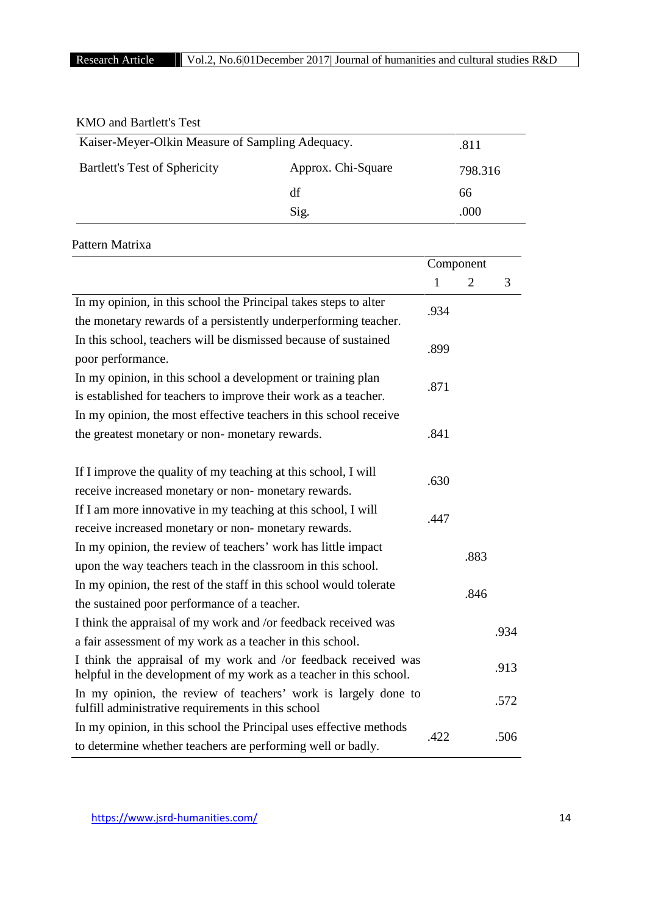KMO and Bartlett's Test

| | | |
|---|---|---|
| Kaiser-Meyer-Olkin Measure of Sampling Adequacy. | | .811 |
| Bartlett's Test of Sphericity | Approx. Chi-Square | 798.316 |
| | df | 66 |
| | Sig. | .000 |

Pattern Matrixa

| | Component | | |
|---|---|---|---|
| | 1 | 2 | 3 |
| In my opinion, in this school the Principal takes steps to alter the monetary rewards of a persistently underperforming teacher. | .934 | | |
| In this school, teachers will be dismissed because of sustained poor performance. | .899 | | |
| In my opinion, in this school a development or training plan is established for teachers to improve their work as a teacher. | .871 | | |
| In my opinion, the most effective teachers in this school receive the greatest monetary or non- monetary rewards. | .841 | | |
| If I improve the quality of my teaching at this school, I will receive increased monetary or non- monetary rewards. | .630 | | |
| If I am more innovative in my teaching at this school, I will receive increased monetary or non- monetary rewards. | .447 | | |
| In my opinion, the review of teachers' work has little impact upon the way teachers teach in the classroom in this school. | | .883 | |
| In my opinion, the rest of the staff in this school would tolerate the sustained poor performance of a teacher. | | .846 | |
| I think the appraisal of my work and /or feedback received was a fair assessment of my work as a teacher in this school. | | | .934 |
| I think the appraisal of my work and /or feedback received was helpful in the development of my work as a teacher in this school. | | | .913 |
| In my opinion, the review of teachers' work is largely done to fulfill administrative requirements in this school | | | .572 |
| In my opinion, in this school the Principal uses effective methods to determine whether teachers are performing well or badly. | .422 | | .506 |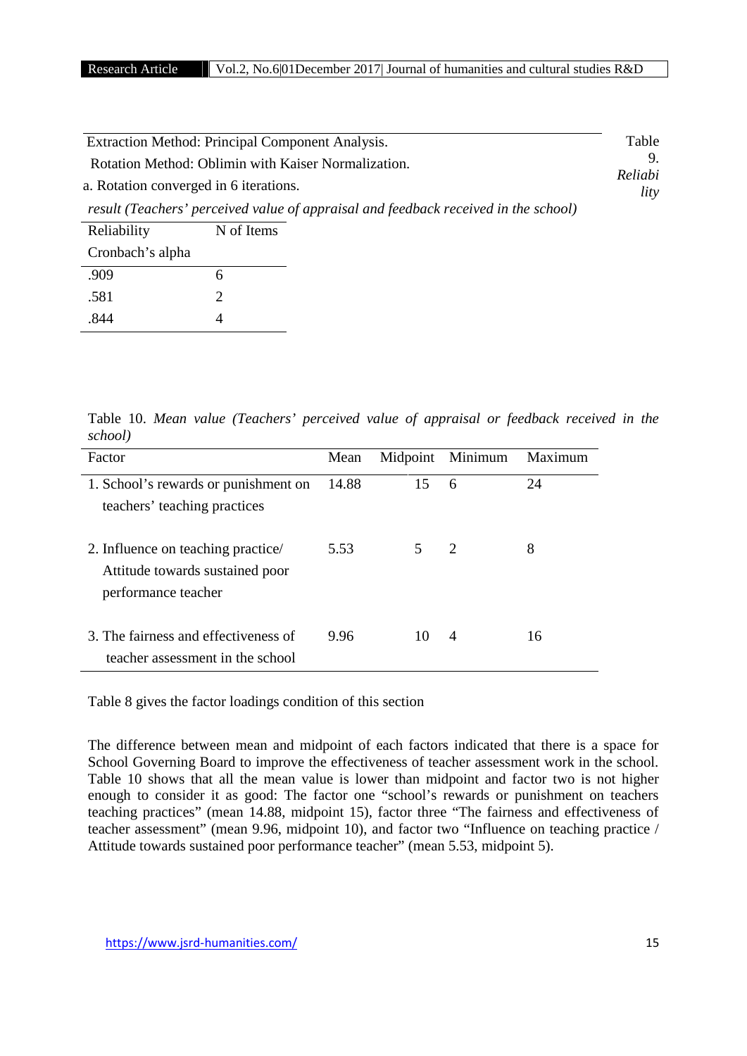Extraction Method: Principal Component Analysis.

Rotation Method: Oblimin with Kaiser Normalization.

a. Rotation converged in 6 iterations.

Table 9. *Reliability result (Teachers' perceived value of appraisal and feedback received in the school)*

| Reliability Cronbach's alpha | N of Items |
|---|---|
| .909 | 6 |
| .581 | 2 |
| .844 | 4 |

Table 10. *Mean value (Teachers' perceived value of appraisal or feedback received in the school)*

| Factor | Mean | Midpoint | Minimum | Maximum |
|---|---|---|---|---|
| 1. School's rewards or punishment on teachers' teaching practices | 14.88 | 15 | 6 | 24 |
| 2. Influence on teaching practice/ Attitude towards sustained poor performance teacher | 5.53 | 5 | 2 | 8 |
| 3. The fairness and effectiveness of teacher assessment in the school | 9.96 | 10 | 4 | 16 |

Table 8 gives the factor loadings condition of this section

The difference between mean and midpoint of each factors indicated that there is a space for School Governing Board to improve the effectiveness of teacher assessment work in the school. Table 10 shows that all the mean value is lower than midpoint and factor two is not higher enough to consider it as good: The factor one "school's rewards or punishment on teachers teaching practices" (mean 14.88, midpoint 15), factor three "The fairness and effectiveness of teacher assessment" (mean 9.96, midpoint 10), and factor two "Influence on teaching practice / Attitude towards sustained poor performance teacher" (mean 5.53, midpoint 5).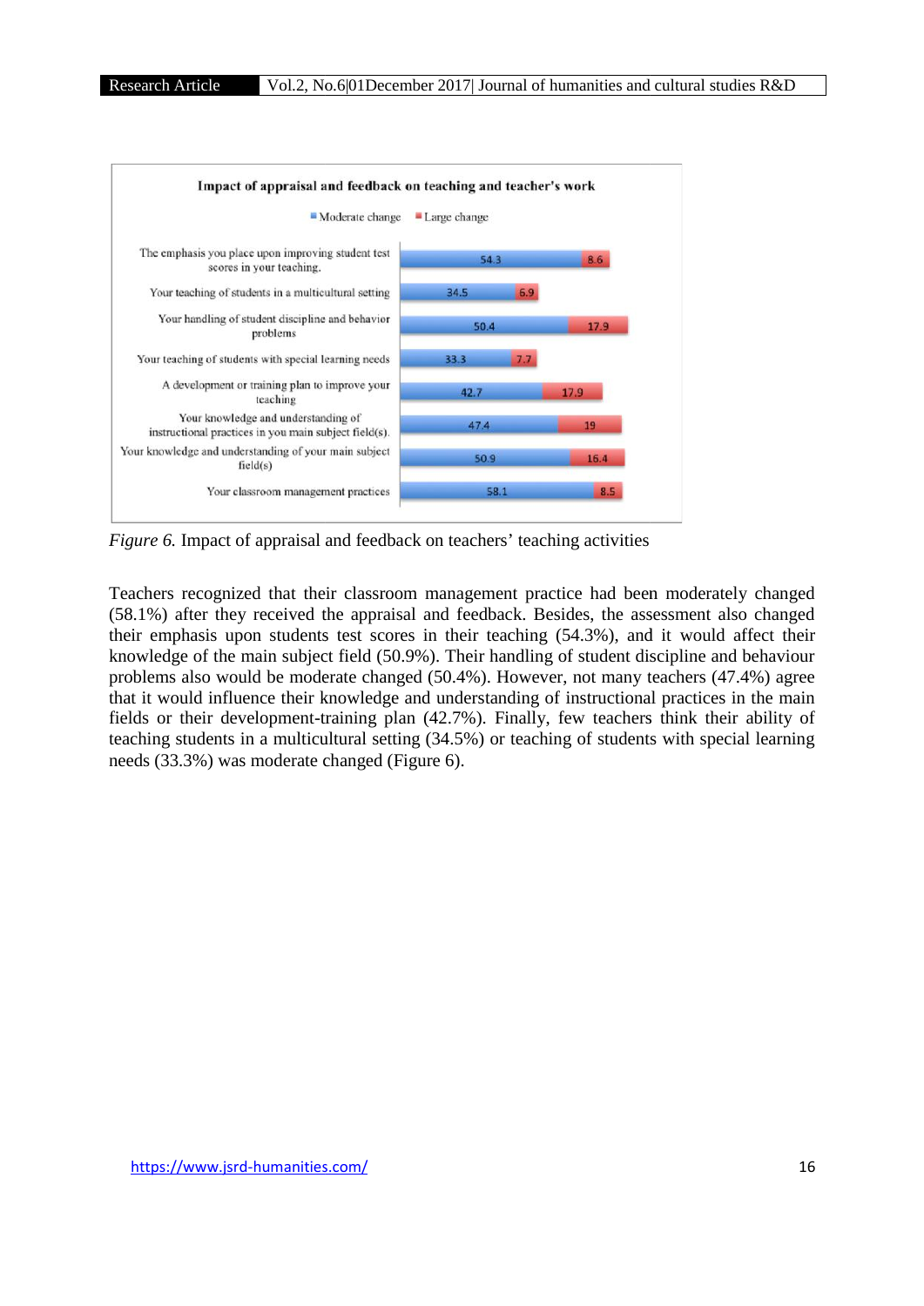**Impact of appraisal and feedback on teaching and teacher's work**

| | Moderate change | Large change |
|---|---|---|
| The emphasis you place upon improving student test scores in your teaching. | 54.3 | 8.6 |
| Your teaching of students in a multicultural setting | 34.5 | 6.9 |
| Your handling of student discipline and behavior problems | 50.4 | 17.9 |
| Your teaching of students with special learning needs | 33.3 | 7.7 |
| A development or training plan to improve your teaching | 42.7 | 17.9 |
| Your knowledge and understanding of instructional practices in you main subject field(s). | 47.4 | 19 |
| Your knowledge and understanding of your main subject field(s) | 50.9 | 16.4 |
| Your classroom management practices | 58.1 | 8.5 |

*Figure 6.* Impact of appraisal and feedback on teachers' teaching activities

Teachers recognized that their classroom management practice had been moderately changed (58.1%) after they received the appraisal and feedback. Besides, the assessment also changed their emphasis upon students test scores in their teaching (54.3%), and it would affect their knowledge of the main subject field (50.9%). Their handling of student discipline and behaviour problems also would be moderate changed (50.4%). However, not many teachers (47.4%) agree that it would influence their knowledge and understanding of instructional practices in the main fields or their development-training plan (42.7%). Finally, few teachers think their ability of teaching students in a multicultural setting (34.5%) or teaching of students with special learning needs (33.3%) was moderate changed (Figure 6).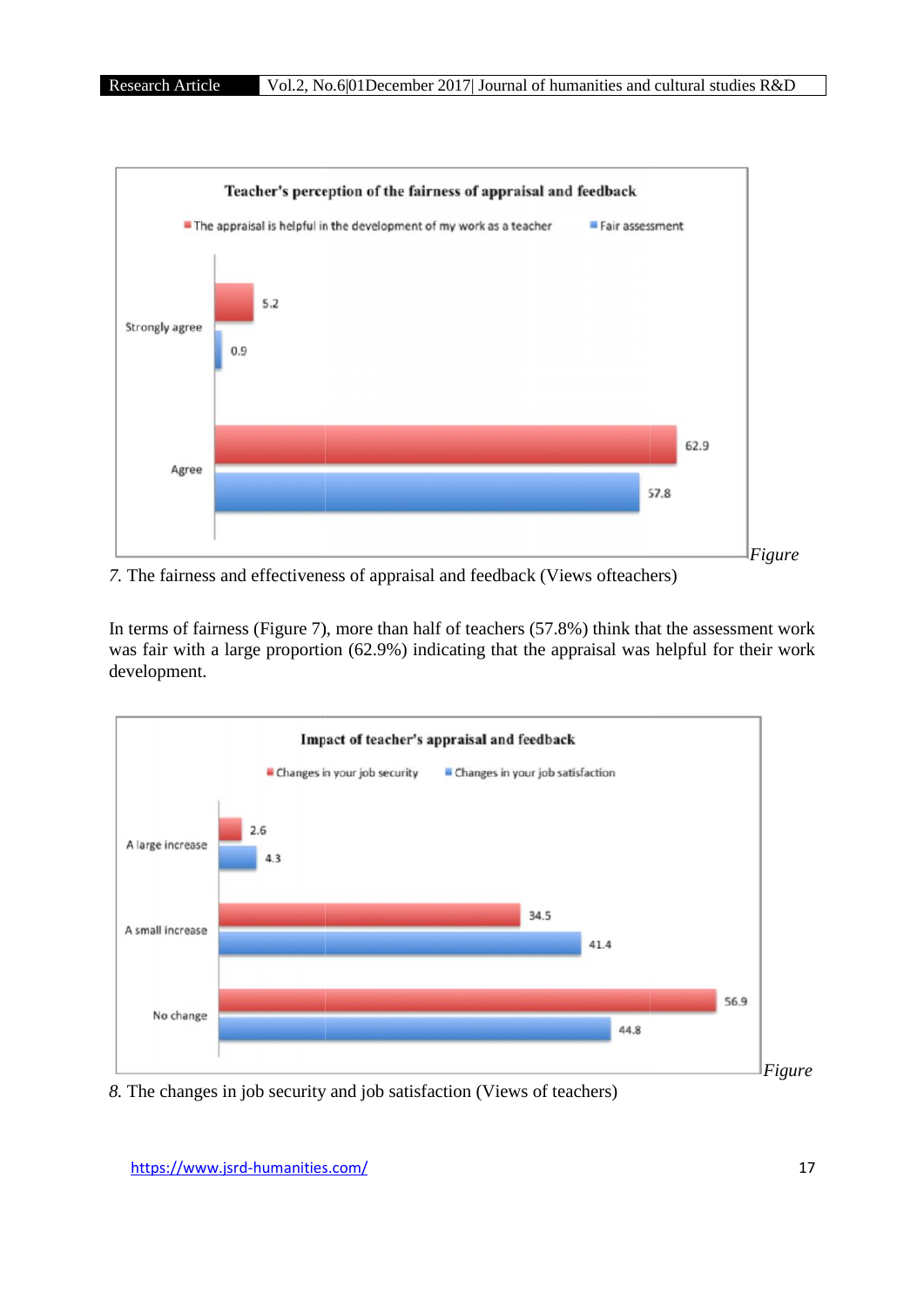*Figure 7.* The fairness and effectiveness of appraisal and feedback (Views ofteachers)

In terms of fairness (Figure 7), more than half of teachers (57.8%) think that the assessment work was fair with a large proportion (62.9%) indicating that the appraisal was helpful for their work development.

*Figure 8.* The changes in job security and job satisfaction (Views of teachers)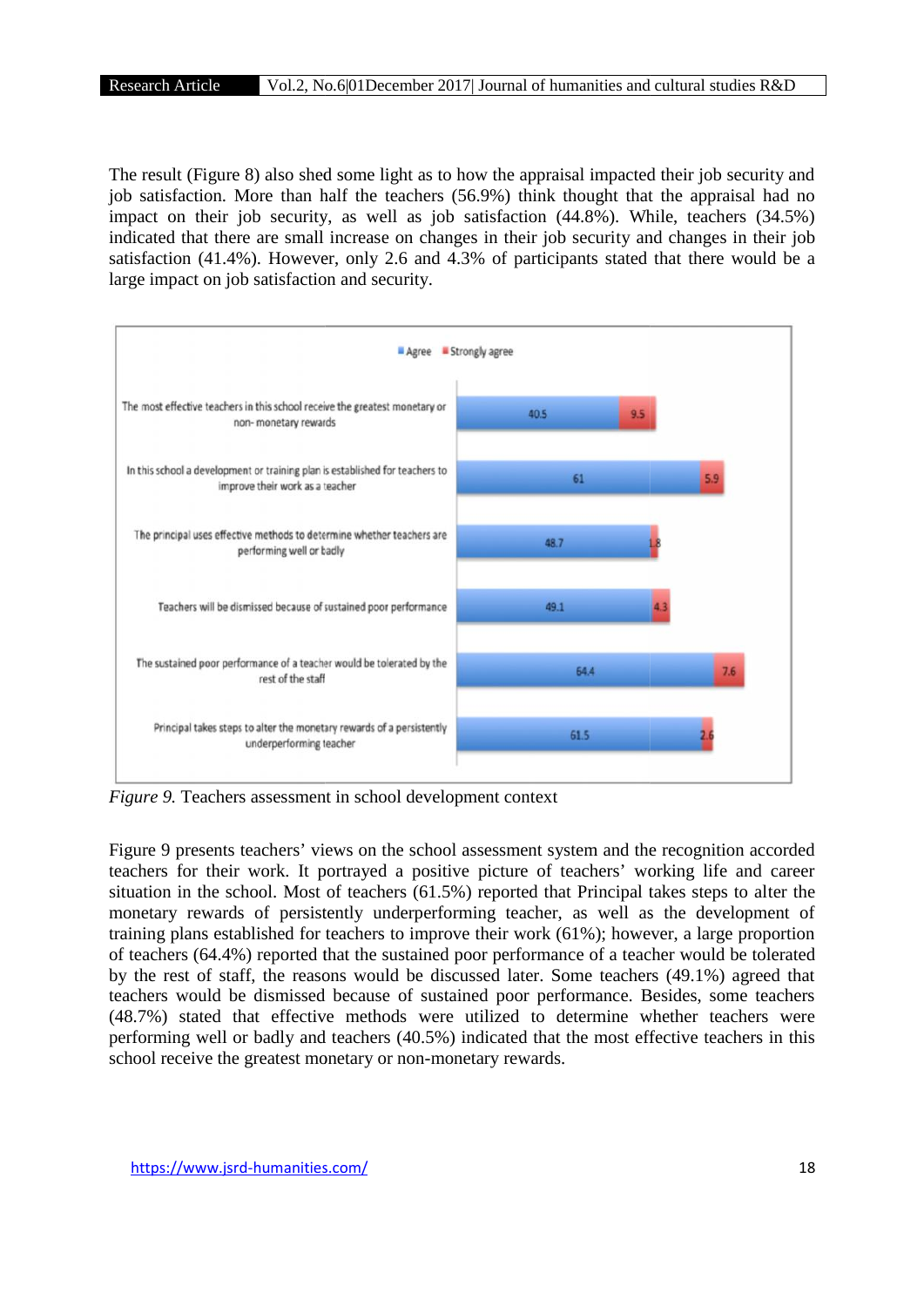The result (Figure 8) also shed some light as to how the appraisal impacted their job security and job satisfaction. More than half the teachers (56.9%) think thought that the appraisal had no impact on their job security, as well as job satisfaction (44.8%). While, teachers (34.5%) indicated that there are small increase on changes in their job security and changes in their job satisfaction (41.4%). However, only 2.6 and 4.3% of participants stated that there would be a large impact on job satisfaction and security.

| Statement | Agree | Strongly agree |
|---|---|---|
| The most effective teachers in this school receive the greatest monetary or non- monetary rewards | 40.5 | 9.5 |
| In this school a development or training plan is established for teachers to improve their work as a teacher | 61 | 5.9 |
| The principal uses effective methods to determine whether teachers are performing well or badly | 48.7 | 1.8 |
| Teachers will be dismissed because of sustained poor performance | 49.1 | 4.3 |
| The sustained poor performance of a teacher would be tolerated by the rest of the staff | 64.4 | 7.6 |
| Principal takes steps to alter the monetary rewards of a persistently underperforming teacher | 61.5 | 2.6 |

*Figure 9.* Teachers assessment in school development context

Figure 9 presents teachers' views on the school assessment system and the recognition accorded teachers for their work. It portrayed a positive picture of teachers' working life and career situation in the school. Most of teachers (61.5%) reported that Principal takes steps to alter the monetary rewards of persistently underperforming teacher, as well as the development of training plans established for teachers to improve their work (61%); however, a large proportion of teachers (64.4%) reported that the sustained poor performance of a teacher would be tolerated by the rest of staff, the reasons would be discussed later. Some teachers (49.1%) agreed that teachers would be dismissed because of sustained poor performance. Besides, some teachers (48.7%) stated that effective methods were utilized to determine whether teachers were performing well or badly and teachers (40.5%) indicated that the most effective teachers in this school receive the greatest monetary or non-monetary rewards.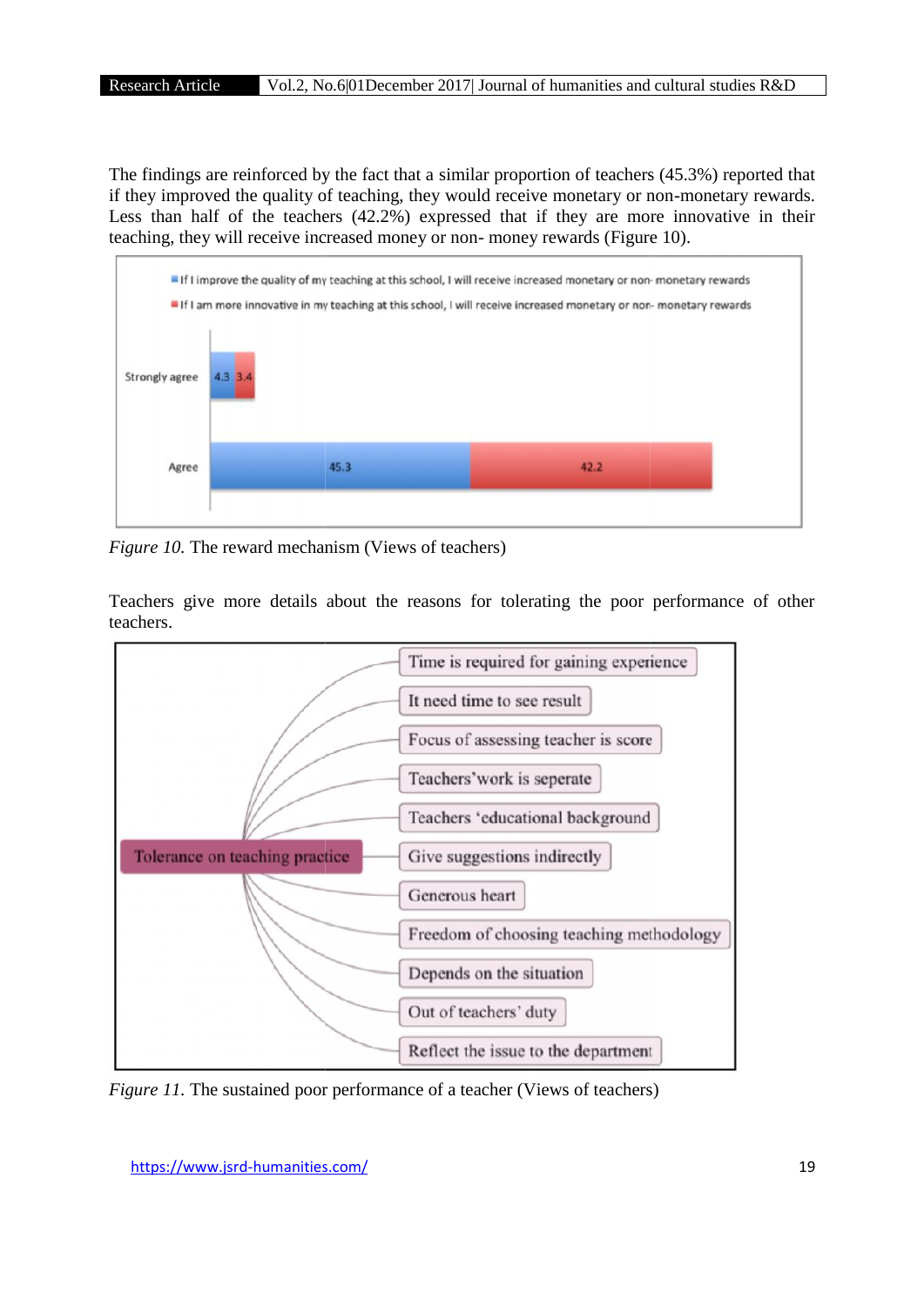The findings are reinforced by the fact that a similar proportion of teachers (45.3%) reported that if they improved the quality of teaching, they would receive monetary or non-monetary rewards. Less than half of the teachers (42.2%) expressed that if they are more innovative in their teaching, they will receive increased money or non- money rewards (Figure 10).

| | If I improve the quality of my teaching at this school, I will receive increased monetary or non- monetary rewards | If I am more innovative in my teaching at this school, I will receive increased monetary or non- monetary rewards |
|---|---|---|
| Strongly agree | 4.3 | 3.4 |
| Agree | 45.3 | 42.2 |

*Figure 10.* The reward mechanism (Views of teachers)

Teachers give more details about the reasons for tolerating the poor performance of other teachers.

Tolerance on teaching practice:

- Time is required for gaining experience
- It need time to see result
- Focus of assessing teacher is score
- Teachers'work is seperate
- Teachers 'educational background
- Give suggestions indirectly
- Generous heart
- Freedom of choosing teaching methodology
- Depends on the situation
- Out of teachers' duty
- Reflect the issue to the department

*Figure 11.* The sustained poor performance of a teacher (Views of teachers)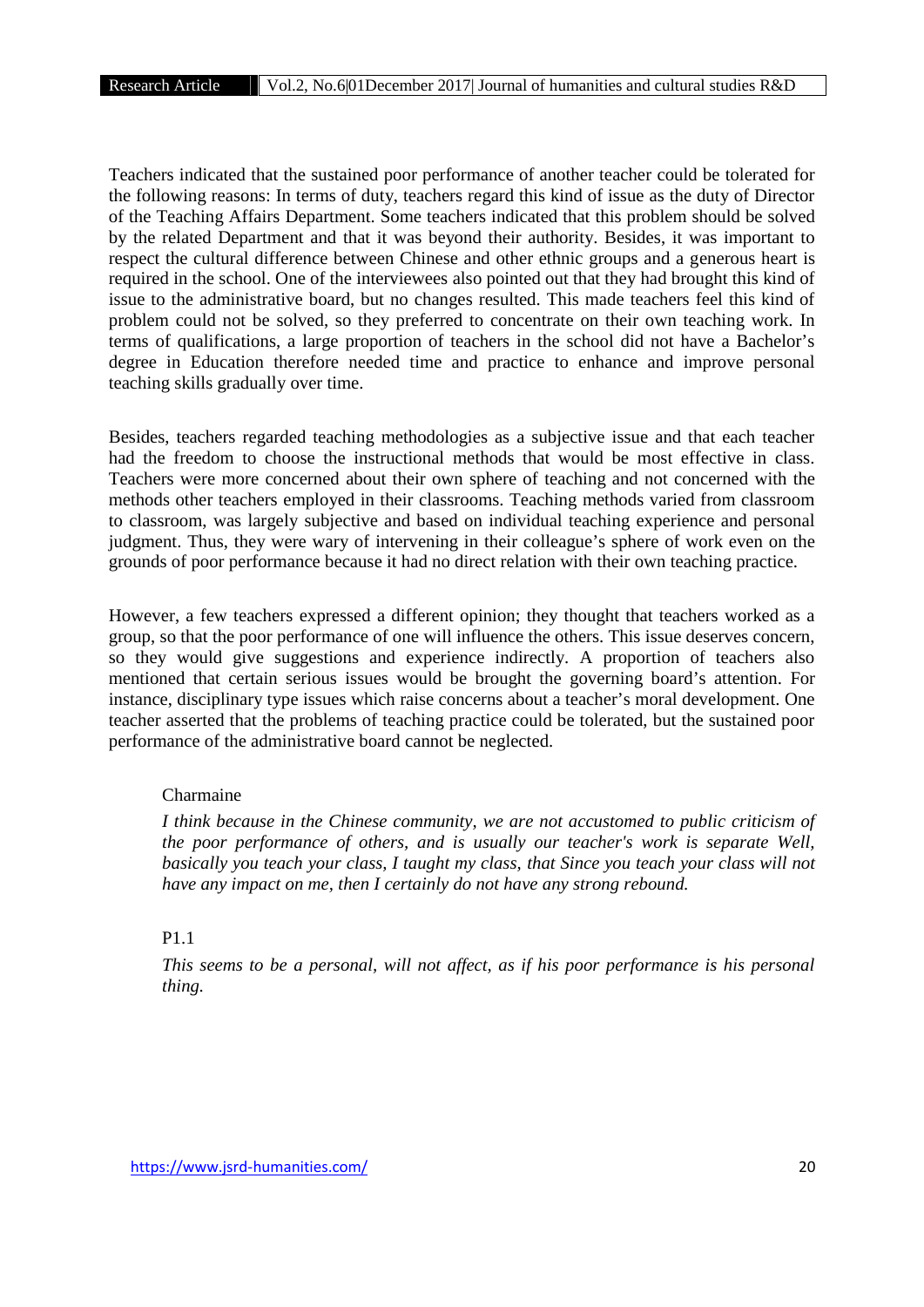Teachers indicated that the sustained poor performance of another teacher could be tolerated for the following reasons: In terms of duty, teachers regard this kind of issue as the duty of Director of the Teaching Affairs Department. Some teachers indicated that this problem should be solved by the related Department and that it was beyond their authority. Besides, it was important to respect the cultural difference between Chinese and other ethnic groups and a generous heart is required in the school. One of the interviewees also pointed out that they had brought this kind of issue to the administrative board, but no changes resulted. This made teachers feel this kind of problem could not be solved, so they preferred to concentrate on their own teaching work. In terms of qualifications, a large proportion of teachers in the school did not have a Bachelor's degree in Education therefore needed time and practice to enhance and improve personal teaching skills gradually over time.

Besides, teachers regarded teaching methodologies as a subjective issue and that each teacher had the freedom to choose the instructional methods that would be most effective in class. Teachers were more concerned about their own sphere of teaching and not concerned with the methods other teachers employed in their classrooms. Teaching methods varied from classroom to classroom, was largely subjective and based on individual teaching experience and personal judgment. Thus, they were wary of intervening in their colleague's sphere of work even on the grounds of poor performance because it had no direct relation with their own teaching practice.

However, a few teachers expressed a different opinion; they thought that teachers worked as a group, so that the poor performance of one will influence the others. This issue deserves concern, so they would give suggestions and experience indirectly. A proportion of teachers also mentioned that certain serious issues would be brought the governing board's attention. For instance, disciplinary type issues which raise concerns about a teacher's moral development. One teacher asserted that the problems of teaching practice could be tolerated, but the sustained poor performance of the administrative board cannot be neglected.

Charmaine

*I think because in the Chinese community, we are not accustomed to public criticism of the poor performance of others, and is usually our teacher's work is separate Well, basically you teach your class, I taught my class, that Since you teach your class will not have any impact on me, then I certainly do not have any strong rebound.*

P1.1

*This seems to be a personal, will not affect, as if his poor performance is his personal thing.*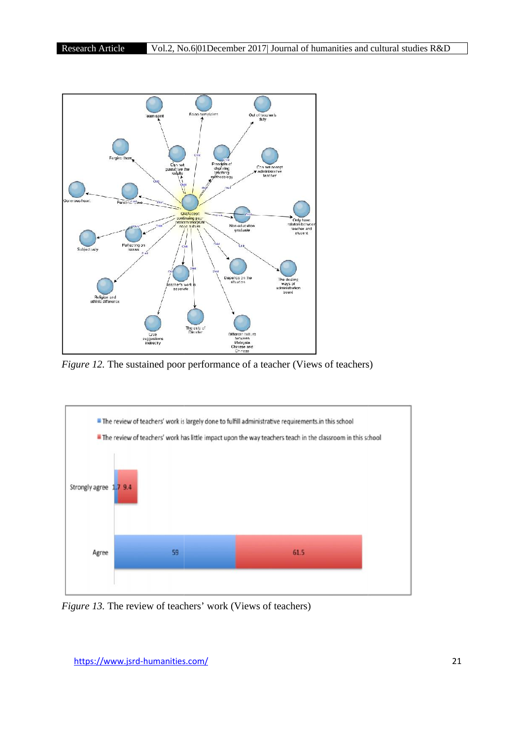*Figure 12.* The sustained poor performance of a teacher (Views of teachers)

*Figure 13.* The review of teachers' work (Views of teachers)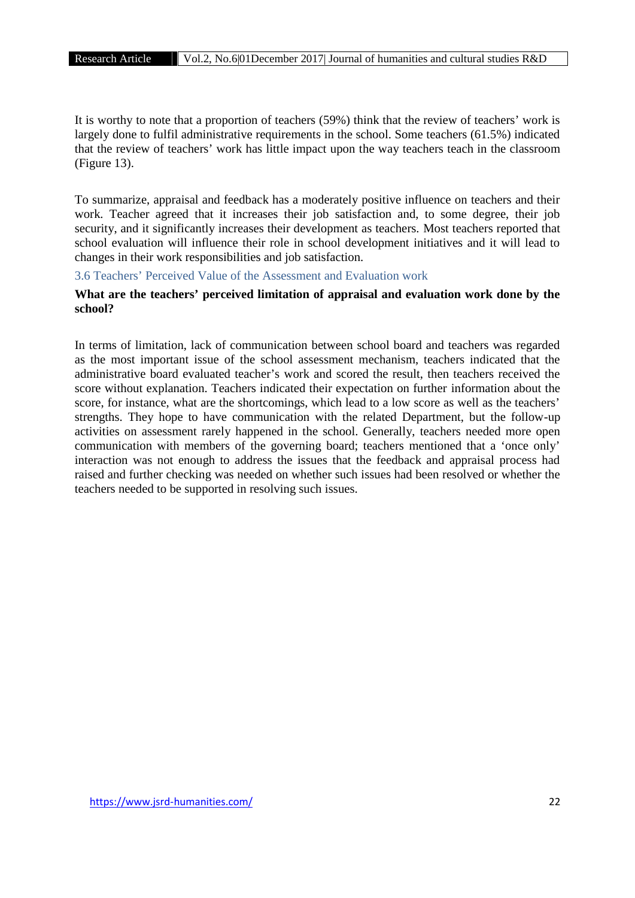It is worthy to note that a proportion of teachers (59%) think that the review of teachers' work is largely done to fulfil administrative requirements in the school. Some teachers (61.5%) indicated that the review of teachers' work has little impact upon the way teachers teach in the classroom (Figure 13).

To summarize, appraisal and feedback has a moderately positive influence on teachers and their work. Teacher agreed that it increases their job satisfaction and, to some degree, their job security, and it significantly increases their development as teachers. Most teachers reported that school evaluation will influence their role in school development initiatives and it will lead to changes in their work responsibilities and job satisfaction.

### 3.6 Teachers' Perceived Value of the Assessment and Evaluation work

**What are the teachers' perceived limitation of appraisal and evaluation work done by the school?**

In terms of limitation, lack of communication between school board and teachers was regarded as the most important issue of the school assessment mechanism, teachers indicated that the administrative board evaluated teacher's work and scored the result, then teachers received the score without explanation. Teachers indicated their expectation on further information about the score, for instance, what are the shortcomings, which lead to a low score as well as the teachers' strengths. They hope to have communication with the related Department, but the follow-up activities on assessment rarely happened in the school. Generally, teachers needed more open communication with members of the governing board; teachers mentioned that a 'once only' interaction was not enough to address the issues that the feedback and appraisal process had raised and further checking was needed on whether such issues had been resolved or whether the teachers needed to be supported in resolving such issues.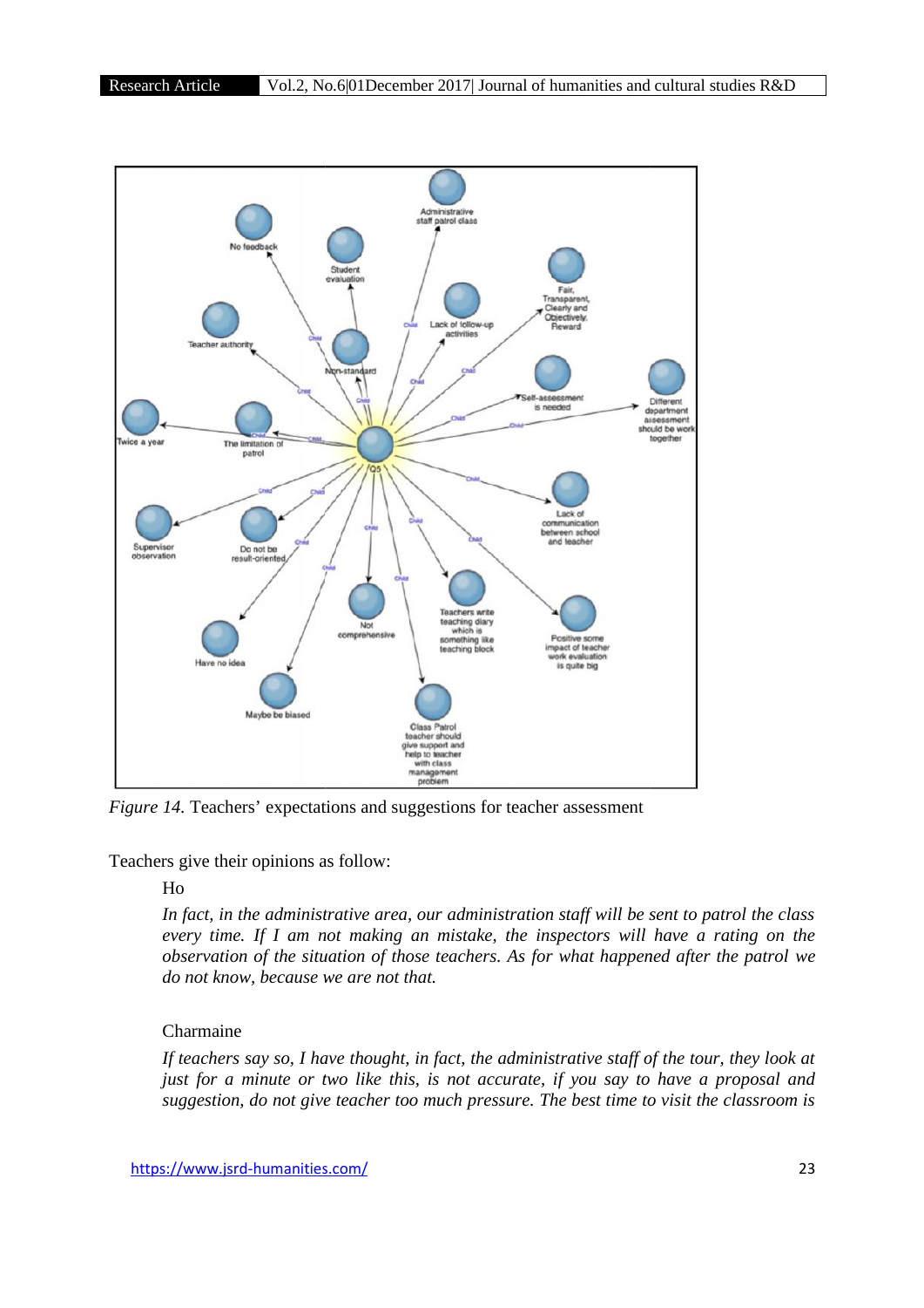*Figure 14.* Teachers' expectations and suggestions for teacher assessment

Teachers give their opinions as follow:

Ho

> *In fact, in the administrative area, our administration staff will be sent to patrol the class every time. If I am not making a mistake, the inspectors will have a rating on the observation of the situation of those teachers. As for what happened after the patrol we do not know, because we are not that.*

Charmaine

> *If teachers say so, I have thought, in fact, the administrative staff of the tour, they look at just for a minute or two like this, is not accurate, if you say to have a proposal and suggestion, do not give teacher too much pressure. The best time to visit the classroom is*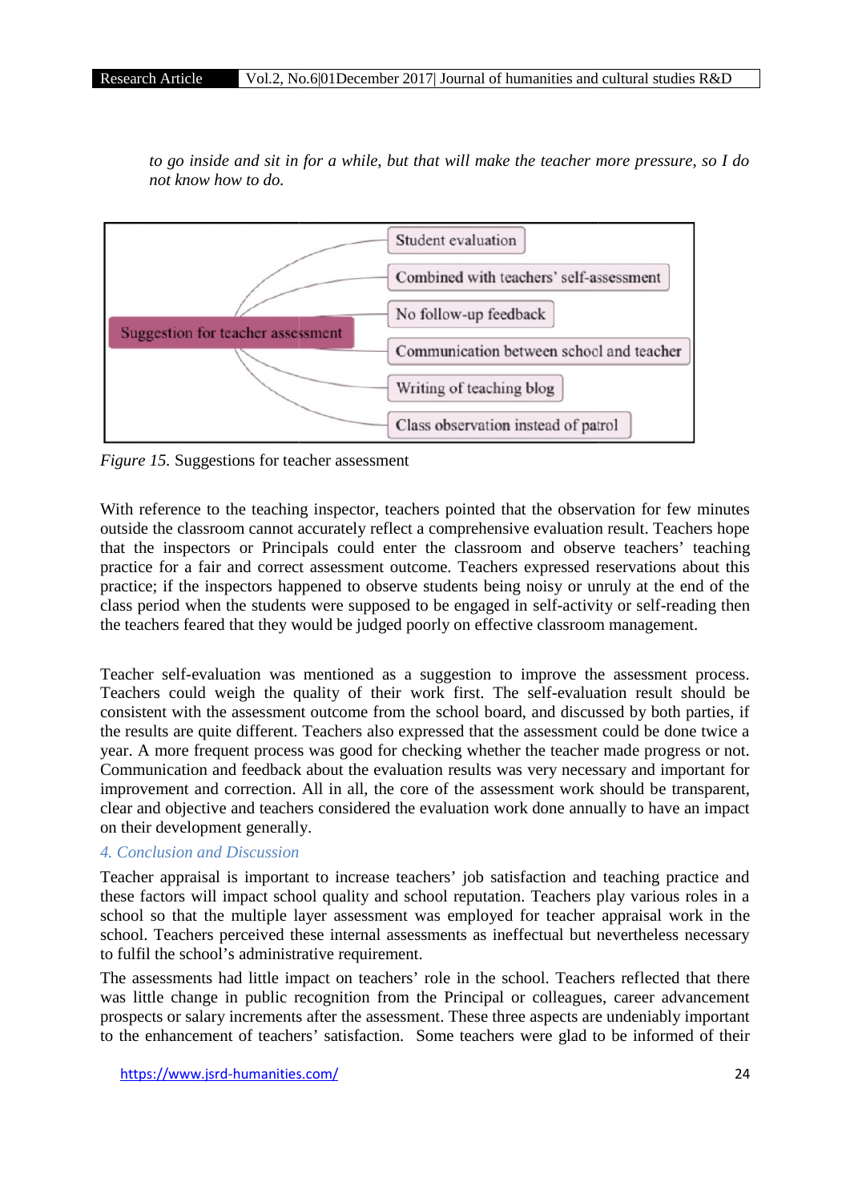*to go inside and sit in for a while, but that will make the teacher more pressure, so I do not know how to do.*

Suggestion for teacher assessment

- Student evaluation
- Combined with teachers' self-assessment
- No follow-up feedback
- Communication between school and teacher
- Writing of teaching blog
- Class observation instead of patrol

*Figure 15.* Suggestions for teacher assessment

With reference to the teaching inspector, teachers pointed that the observation for few minutes outside the classroom cannot accurately reflect a comprehensive evaluation result. Teachers hope that the inspectors or Principals could enter the classroom and observe teachers' teaching practice for a fair and correct assessment outcome. Teachers expressed reservations about this practice; if the inspectors happened to observe students being noisy or unruly at the end of the class period when the students were supposed to be engaged in self-activity or self-reading then the teachers feared that they would be judged poorly on effective classroom management.

Teacher self-evaluation was mentioned as a suggestion to improve the assessment process. Teachers could weigh the quality of their work first. The self-evaluation result should be consistent with the assessment outcome from the school board, and discussed by both parties, if the results are quite different. Teachers also expressed that the assessment could be done twice a year. A more frequent process was good for checking whether the teacher made progress or not. Communication and feedback about the evaluation results was very necessary and important for improvement and correction. All in all, the core of the assessment work should be transparent, clear and objective and teachers considered the evaluation work done annually to have an impact on their development generally.

## 4. Conclusion and Discussion

Teacher appraisal is important to increase teachers' job satisfaction and teaching practice and these factors will impact school quality and school reputation. Teachers play various roles in a school so that the multiple layer assessment was employed for teacher appraisal work in the school. Teachers perceived these internal assessments as ineffectual but nevertheless necessary to fulfil the school's administrative requirement.

The assessments had little impact on teachers' role in the school. Teachers reflected that there was little change in public recognition from the Principal or colleagues, career advancement prospects or salary increments after the assessment. These three aspects are undeniably important to the enhancement of teachers' satisfaction. Some teachers were glad to be informed of their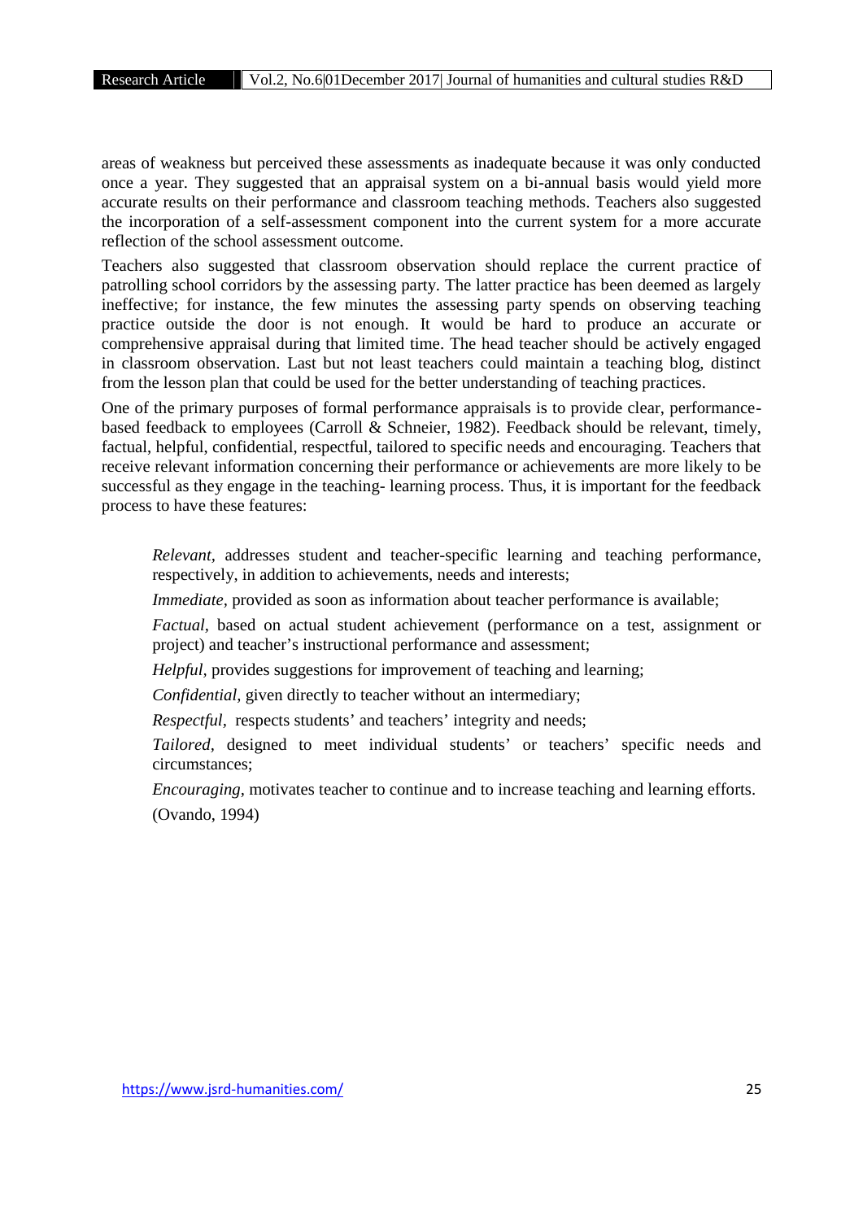areas of weakness but perceived these assessments as inadequate because it was only conducted once a year. They suggested that an appraisal system on a bi-annual basis would yield more accurate results on their performance and classroom teaching methods. Teachers also suggested the incorporation of a self-assessment component into the current system for a more accurate reflection of the school assessment outcome.

Teachers also suggested that classroom observation should replace the current practice of patrolling school corridors by the assessing party. The latter practice has been deemed as largely ineffective; for instance, the few minutes the assessing party spends on observing teaching practice outside the door is not enough. It would be hard to produce an accurate or comprehensive appraisal during that limited time. The head teacher should be actively engaged in classroom observation. Last but not least teachers could maintain a teaching blog, distinct from the lesson plan that could be used for the better understanding of teaching practices.

One of the primary purposes of formal performance appraisals is to provide clear, performance-based feedback to employees (Carroll & Schneier, 1982). Feedback should be relevant, timely, factual, helpful, confidential, respectful, tailored to specific needs and encouraging. Teachers that receive relevant information concerning their performance or achievements are more likely to be successful as they engage in the teaching- learning process. Thus, it is important for the feedback process to have these features:

> *Relevant*, addresses student and teacher-specific learning and teaching performance, respectively, in addition to achievements, needs and interests;
>
> *Immediate*, provided as soon as information about teacher performance is available;
>
> *Factual*, based on actual student achievement (performance on a test, assignment or project) and teacher's instructional performance and assessment;
>
> *Helpful*, provides suggestions for improvement of teaching and learning;
>
> *Confidential*, given directly to teacher without an intermediary;
>
> *Respectful*, respects students' and teachers' integrity and needs;
>
> *Tailored*, designed to meet individual students' or teachers' specific needs and circumstances;
>
> *Encouraging*, motivates teacher to continue and to increase teaching and learning efforts.
>
> (Ovando, 1994)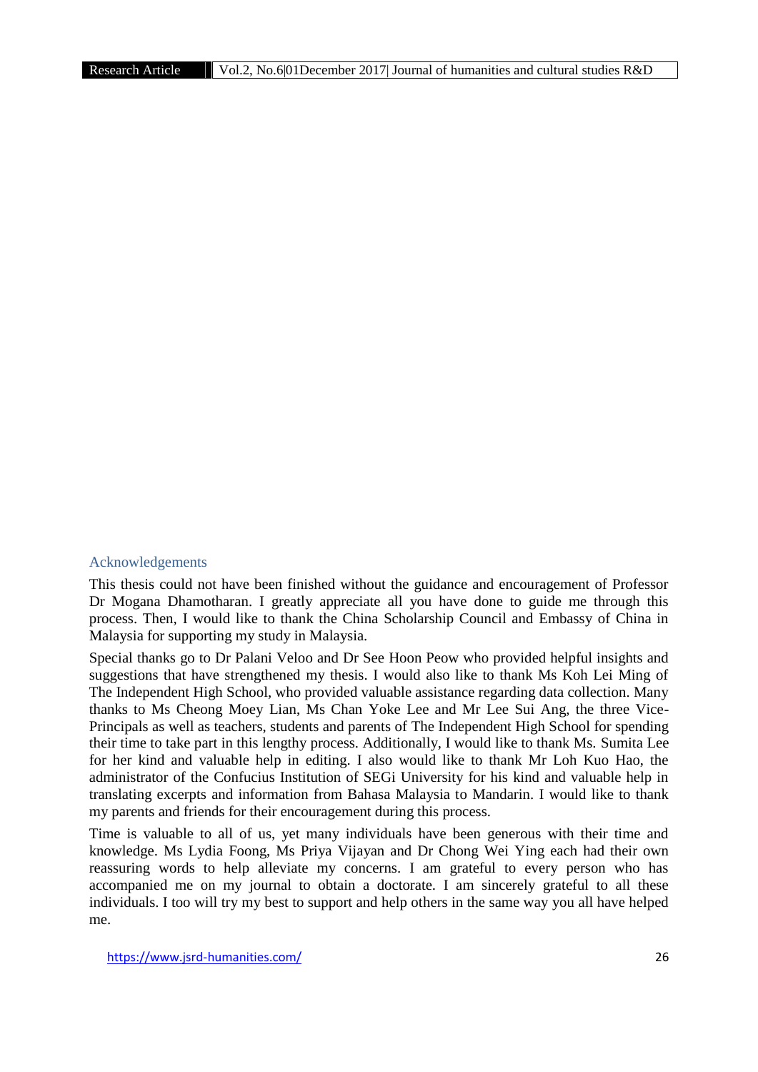## Acknowledgements

This thesis could not have been finished without the guidance and encouragement of Professor Dr Mogana Dhamotharan. I greatly appreciate all you have done to guide me through this process. Then, I would like to thank the China Scholarship Council and Embassy of China in Malaysia for supporting my study in Malaysia.

Special thanks go to Dr Palani Veloo and Dr See Hoon Peow who provided helpful insights and suggestions that have strengthened my thesis. I would also like to thank Ms Koh Lei Ming of The Independent High School, who provided valuable assistance regarding data collection. Many thanks to Ms Cheong Moey Lian, Ms Chan Yoke Lee and Mr Lee Sui Ang, the three Vice-Principals as well as teachers, students and parents of The Independent High School for spending their time to take part in this lengthy process. Additionally, I would like to thank Ms. Sumita Lee for her kind and valuable help in editing. I also would like to thank Mr Loh Kuo Hao, the administrator of the Confucius Institution of SEGi University for his kind and valuable help in translating excerpts and information from Bahasa Malaysia to Mandarin. I would like to thank my parents and friends for their encouragement during this process.

Time is valuable to all of us, yet many individuals have been generous with their time and knowledge. Ms Lydia Foong, Ms Priya Vijayan and Dr Chong Wei Ying each had their own reassuring words to help alleviate my concerns. I am grateful to every person who has accompanied me on my journal to obtain a doctorate. I am sincerely grateful to all these individuals. I too will try my best to support and help others in the same way you all have helped me.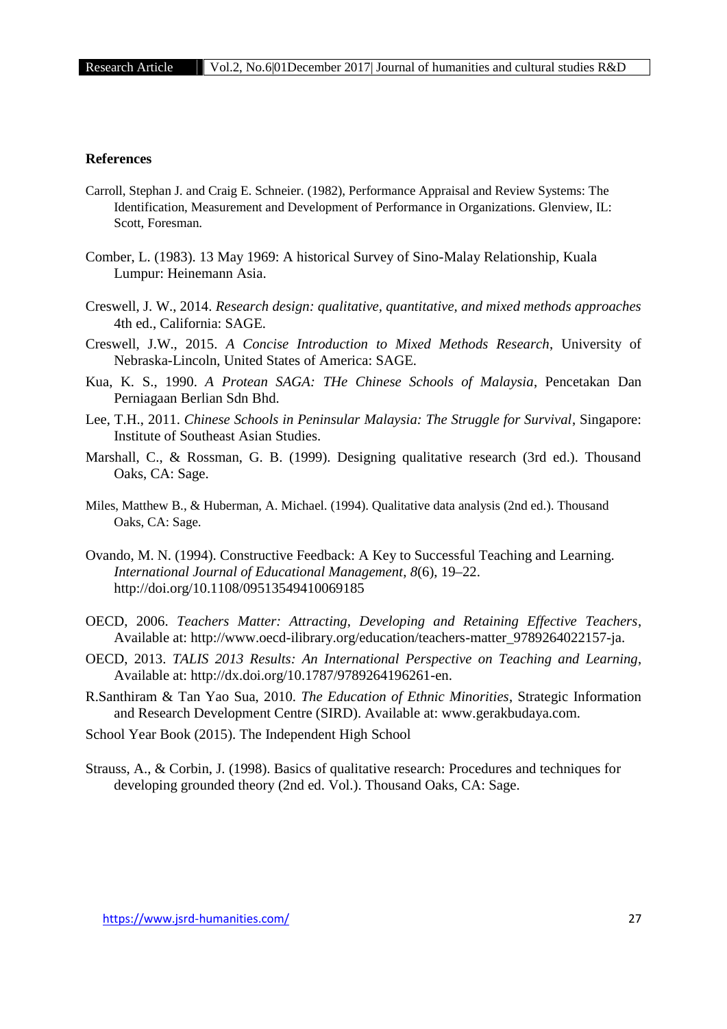## References

Carroll, Stephan J. and Craig E. Schneier. (1982), Performance Appraisal and Review Systems: The Identification, Measurement and Development of Performance in Organizations. Glenview, IL: Scott, Foresman.

Comber, L. (1983). 13 May 1969: A historical Survey of Sino-Malay Relationship, Kuala Lumpur: Heinemann Asia.

Creswell, J. W., 2014. *Research design: qualitative, quantitative, and mixed methods approaches* 4th ed., California: SAGE.

Creswell, J.W., 2015. *A Concise Introduction to Mixed Methods Research*, University of Nebraska-Lincoln, United States of America: SAGE.

Kua, K. S., 1990. *A Protean SAGA: THe Chinese Schools of Malaysia*, Pencetakan Dan Perniagaan Berlian Sdn Bhd.

Lee, T.H., 2011. *Chinese Schools in Peninsular Malaysia: The Struggle for Survival*, Singapore: Institute of Southeast Asian Studies.

Marshall, C., & Rossman, G. B. (1999). Designing qualitative research (3rd ed.). Thousand Oaks, CA: Sage.

Miles, Matthew B., & Huberman, A. Michael. (1994). Qualitative data analysis (2nd ed.). Thousand Oaks, CA: Sage.

Ovando, M. N. (1994). Constructive Feedback: A Key to Successful Teaching and Learning. *International Journal of Educational Management*, *8*(6), 19–22. http://doi.org/10.1108/09513549410069185

OECD, 2006. *Teachers Matter: Attracting, Developing and Retaining Effective Teachers*, Available at: http://www.oecd-ilibrary.org/education/teachers-matter_9789264022157-ja.

OECD, 2013. *TALIS 2013 Results: An International Perspective on Teaching and Learning*, Available at: http://dx.doi.org/10.1787/9789264196261-en.

R.Santhiram & Tan Yao Sua, 2010. *The Education of Ethnic Minorities*, Strategic Information and Research Development Centre (SIRD). Available at: www.gerakbudaya.com.

School Year Book (2015). The Independent High School

Strauss, A., & Corbin, J. (1998). Basics of qualitative research: Procedures and techniques for developing grounded theory (2nd ed. Vol.). Thousand Oaks, CA: Sage.